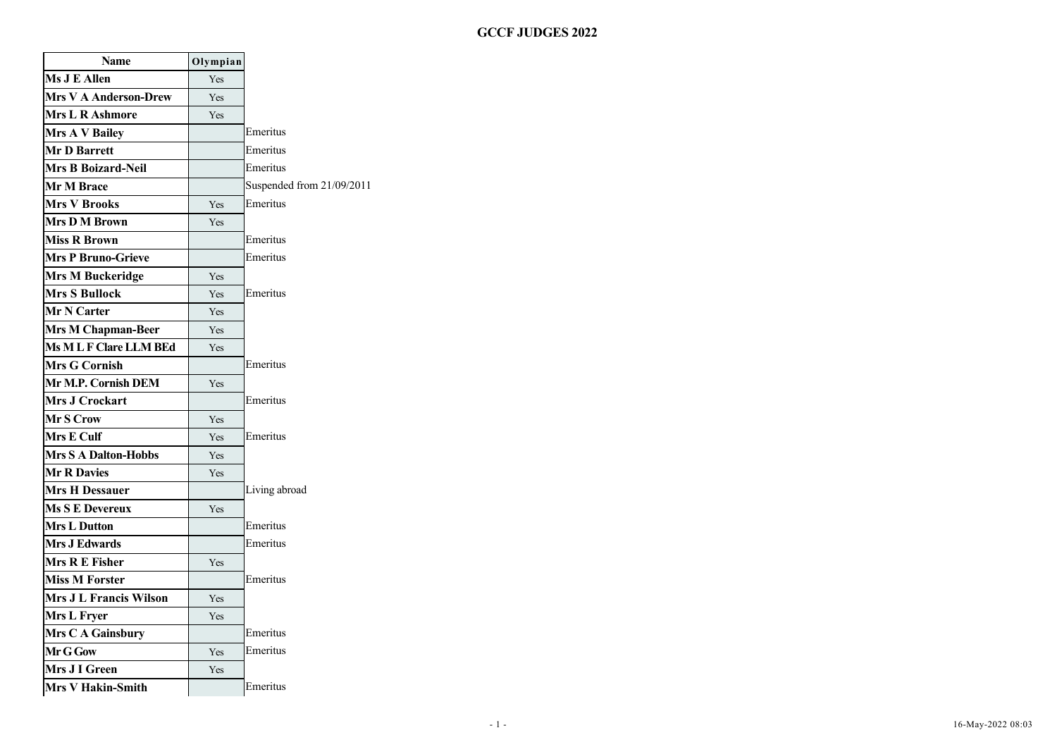# GCCF JUDGES 2022

| Name | Olympian | |
|---|---|---|
| **Ms J E Allen** | Yes | |
| **Mrs V A Anderson-Drew** | Yes | |
| **Mrs L R Ashmore** | Yes | |
| **Mrs A V Bailey** | | Emeritus |
| **Mr D Barrett** | | Emeritus |
| **Mrs B Boizard-Neil** | | Emeritus |
| **Mr M Brace** | | Suspended from 21/09/2011 |
| **Mrs V Brooks** | Yes | Emeritus |
| **Mrs D M Brown** | Yes | |
| **Miss R Brown** | | Emeritus |
| **Mrs P Bruno-Grieve** | | Emeritus |
| **Mrs M Buckeridge** | Yes | |
| **Mrs S Bullock** | Yes | Emeritus |
| **Mr N Carter** | Yes | |
| **Mrs M Chapman-Beer** | Yes | |
| **Ms M L F Clare LLM BEd** | Yes | |
| **Mrs G Cornish** | | Emeritus |
| **Mr M.P. Cornish DEM** | Yes | |
| **Mrs J Crockart** | | Emeritus |
| **Mr S Crow** | Yes | |
| **Mrs E Culf** | Yes | Emeritus |
| **Mrs S A Dalton-Hobbs** | Yes | |
| **Mr R Davies** | Yes | |
| **Mrs H Dessauer** | | Living abroad |
| **Ms S E Devereux** | Yes | |
| **Mrs L Dutton** | | Emeritus |
| **Mrs J Edwards** | | Emeritus |
| **Mrs R E Fisher** | Yes | |
| **Miss M Forster** | | Emeritus |
| **Mrs J L Francis Wilson** | Yes | |
| **Mrs L Fryer** | Yes | |
| **Mrs C A Gainsbury** | | Emeritus |
| **Mr G Gow** | Yes | Emeritus |
| **Mrs J I Green** | Yes | |
| **Mrs V Hakin-Smith** | | Emeritus |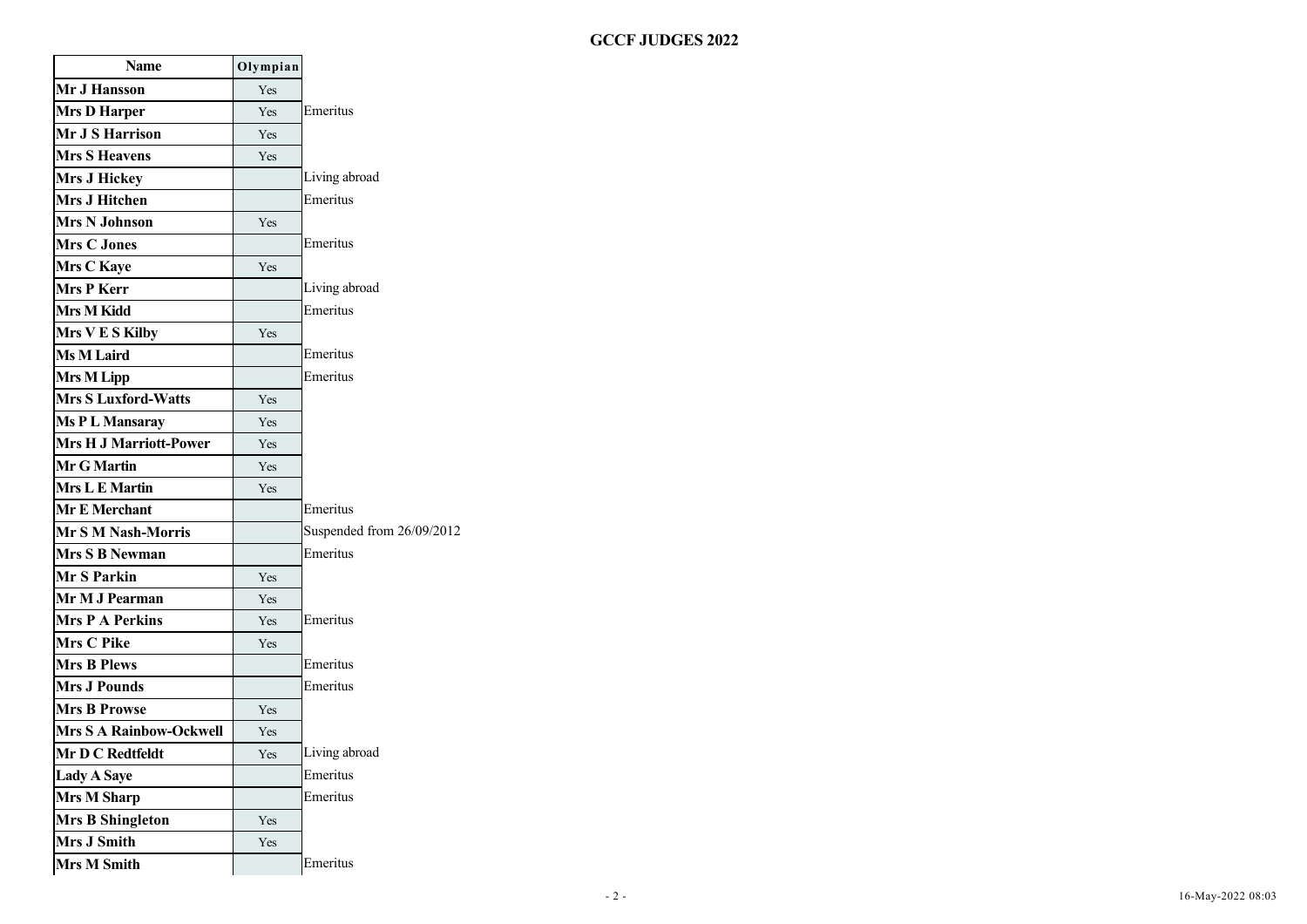# GCCF JUDGES 2022

| Name | Olympian | |
|---|---|---|
| Mr J Hansson | Yes | |
| Mrs D Harper | Yes | Emeritus |
| Mr J S Harrison | Yes | |
| Mrs S Heavens | Yes | |
| Mrs J Hickey | | Living abroad |
| Mrs J Hitchen | | Emeritus |
| Mrs N Johnson | Yes | |
| Mrs C Jones | | Emeritus |
| Mrs C Kaye | Yes | |
| Mrs P Kerr | | Living abroad |
| Mrs M Kidd | | Emeritus |
| Mrs V E S Kilby | Yes | |
| Ms M Laird | | Emeritus |
| Mrs M Lipp | | Emeritus |
| Mrs S Luxford-Watts | Yes | |
| Ms P L Mansaray | Yes | |
| Mrs H J Marriott-Power | Yes | |
| Mr G Martin | Yes | |
| Mrs L E Martin | Yes | |
| Mr E Merchant | | Emeritus |
| Mr S M Nash-Morris | | Suspended from 26/09/2012 |
| Mrs S B Newman | | Emeritus |
| Mr S Parkin | Yes | |
| Mr M J Pearman | Yes | |
| Mrs P A Perkins | Yes | Emeritus |
| Mrs C Pike | Yes | |
| Mrs B Plews | | Emeritus |
| Mrs J Pounds | | Emeritus |
| Mrs B Prowse | Yes | |
| Mrs S A Rainbow-Ockwell | Yes | |
| Mr D C Redtfeldt | Yes | Living abroad |
| Lady A Saye | | Emeritus |
| Mrs M Sharp | | Emeritus |
| Mrs B Shingleton | Yes | |
| Mrs J Smith | Yes | |
| Mrs M Smith | | Emeritus |

16-May-2022 08:03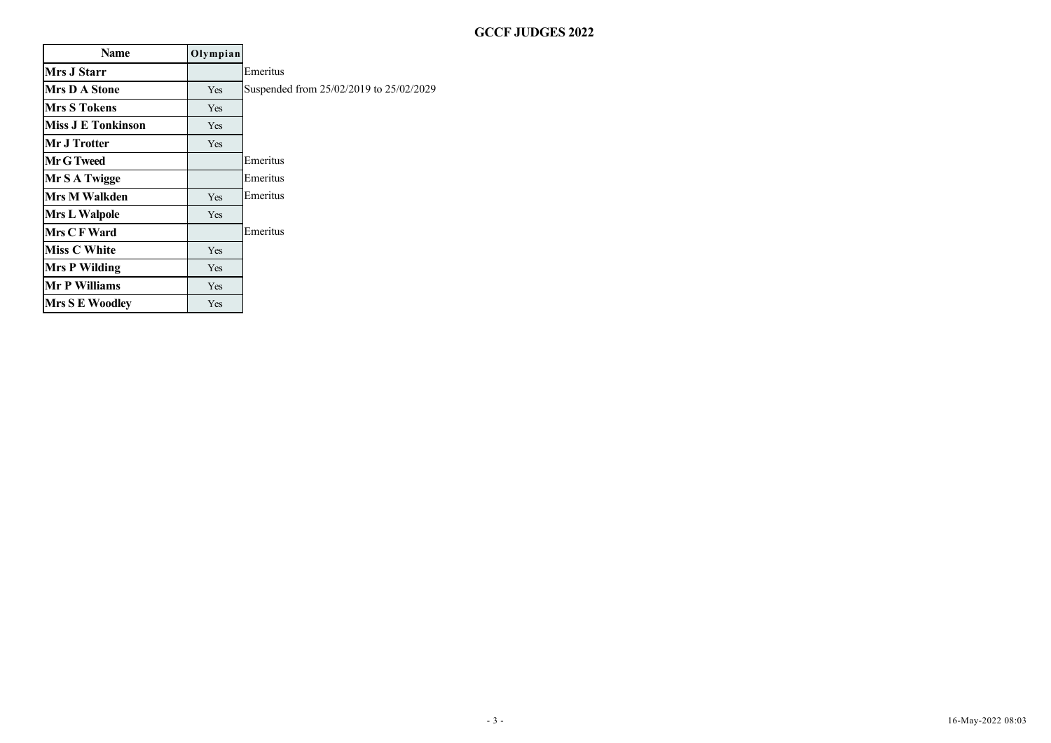# GCCF JUDGES 2022

| Name | Olympian | |
|---|---|---|
| Mrs J Starr | | Emeritus |
| Mrs D A Stone | Yes | Suspended from 25/02/2019 to 25/02/2029 |
| Mrs S Tokens | Yes | |
| Miss J E Tonkinson | Yes | |
| Mr J Trotter | Yes | |
| Mr G Tweed | | Emeritus |
| Mr S A Twigge | | Emeritus |
| Mrs M Walkden | Yes | Emeritus |
| Mrs L Walpole | Yes | |
| Mrs C F Ward | | Emeritus |
| Miss C White | Yes | |
| Mrs P Wilding | Yes | |
| Mr P Williams | Yes | |
| Mrs S E Woodley | Yes | |

16-May-2022 08:03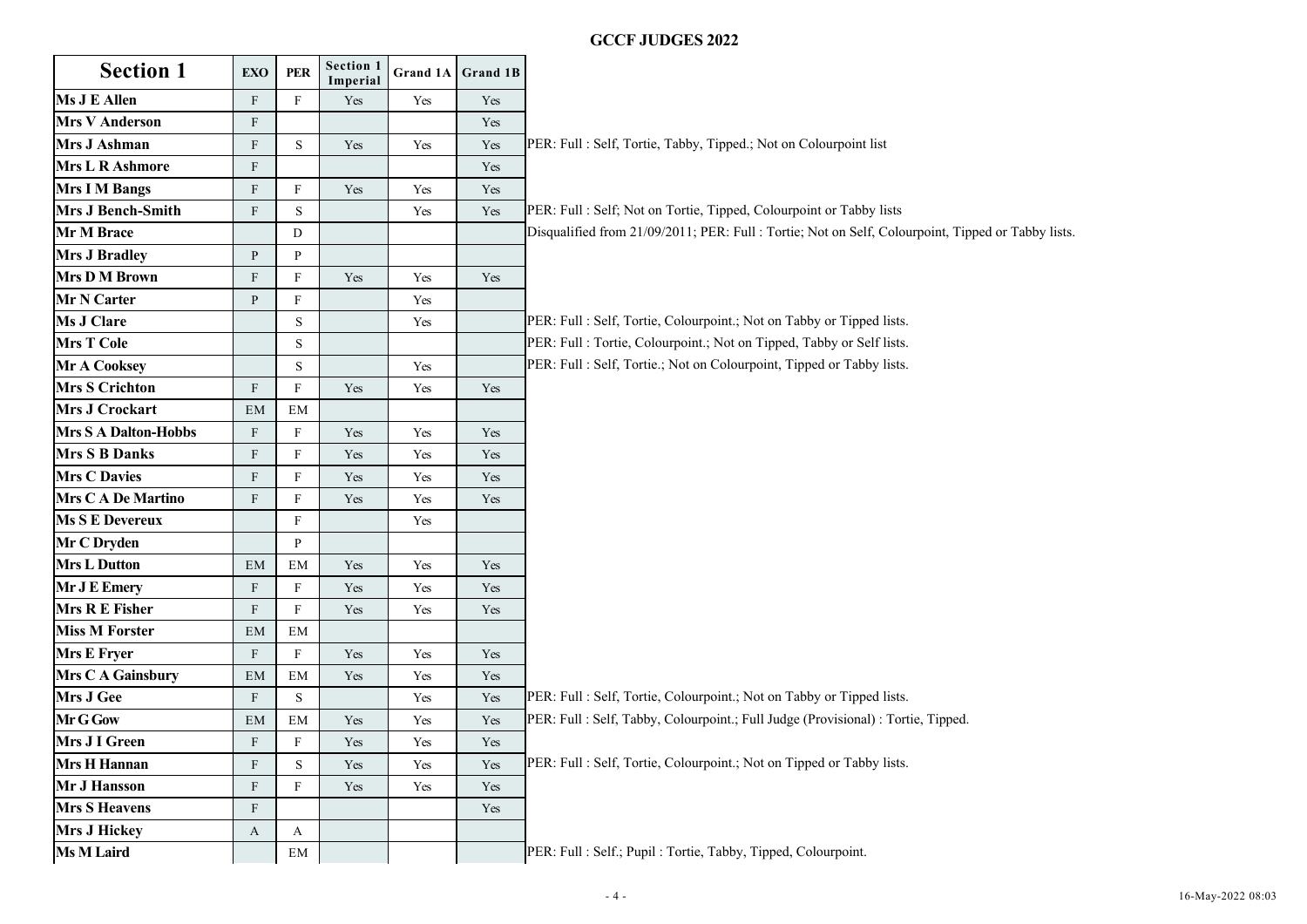# GCCF JUDGES 2022

| Section 1 | EXO | PER | Section 1 Imperial | Grand 1A | Grand 1B | |
|---|---|---|---|---|---|---|
| Ms J E Allen | F | F | Yes | Yes | Yes | |
| Mrs V Anderson | F | | | | Yes | |
| Mrs J Ashman | F | S | Yes | Yes | Yes | PER: Full : Self, Tortie, Tabby, Tipped.; Not on Colourpoint list |
| Mrs L R Ashmore | F | | | | Yes | |
| Mrs I M Bangs | F | F | Yes | Yes | Yes | |
| Mrs J Bench-Smith | F | S | | Yes | Yes | PER: Full : Self; Not on Tortie, Tipped, Colourpoint or Tabby lists |
| Mr M Brace | | D | | | | Disqualified from 21/09/2011; PER: Full : Tortie; Not on Self, Colourpoint, Tipped or Tabby lists. |
| Mrs J Bradley | P | P | | | | |
| Mrs D M Brown | F | F | Yes | Yes | Yes | |
| Mr N Carter | P | F | | Yes | | |
| Ms J Clare | | S | | Yes | | PER: Full : Self, Tortie, Colourpoint.; Not on Tabby or Tipped lists. |
| Mrs T Cole | | S | | | | PER: Full : Tortie, Colourpoint.; Not on Tipped, Tabby or Self lists. |
| Mr A Cooksey | | S | | Yes | | PER: Full : Self, Tortie.; Not on Colourpoint, Tipped or Tabby lists. |
| Mrs S Crichton | F | F | Yes | Yes | Yes | |
| Mrs J Crockart | EM | EM | | | | |
| Mrs S A Dalton-Hobbs | F | F | Yes | Yes | Yes | |
| Mrs S B Danks | F | F | Yes | Yes | Yes | |
| Mrs C Davies | F | F | Yes | Yes | Yes | |
| Mrs C A De Martino | F | F | Yes | Yes | Yes | |
| Ms S E Devereux | | F | | Yes | | |
| Mr C Dryden | | P | | | | |
| Mrs L Dutton | EM | EM | Yes | Yes | Yes | |
| Mr J E Emery | F | F | Yes | Yes | Yes | |
| Mrs R E Fisher | F | F | Yes | Yes | Yes | |
| Miss M Forster | EM | EM | | | | |
| Mrs E Fryer | F | F | Yes | Yes | Yes | |
| Mrs C A Gainsbury | EM | EM | Yes | Yes | Yes | |
| Mrs J Gee | F | S | | Yes | Yes | PER: Full : Self, Tortie, Colourpoint.; Not on Tabby or Tipped lists. |
| Mr G Gow | EM | EM | Yes | Yes | Yes | PER: Full : Self, Tabby, Colourpoint.; Full Judge (Provisional) : Tortie, Tipped. |
| Mrs J I Green | F | F | Yes | Yes | Yes | |
| Mrs H Hannan | F | S | Yes | Yes | Yes | PER: Full : Self, Tortie, Colourpoint.; Not on Tipped or Tabby lists. |
| Mr J Hansson | F | F | Yes | Yes | Yes | |
| Mrs S Heavens | F | | | | Yes | |
| Mrs J Hickey | A | A | | | | |
| Ms M Laird | | EM | | | | PER: Full : Self.; Pupil : Tortie, Tabby, Tipped, Colourpoint. |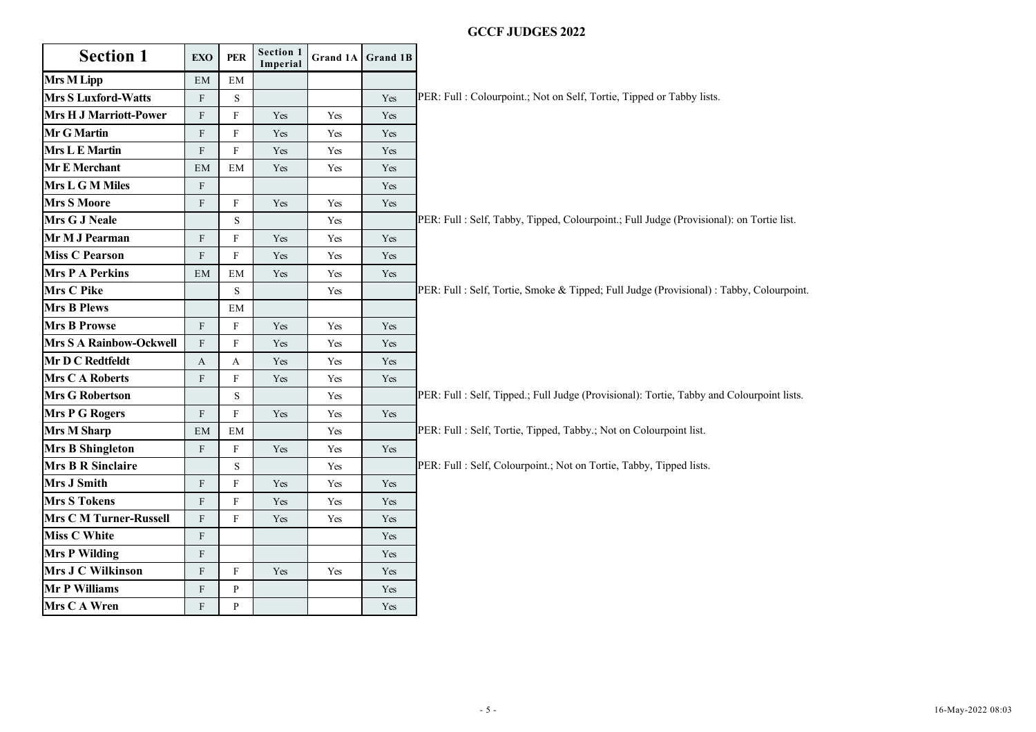# GCCF JUDGES 2022

| Section 1 | EXO | PER | Section 1 Imperial | Grand 1A | Grand 1B | |
|---|---|---|---|---|---|---|
| Mrs M Lipp | EM | EM | | | | |
| Mrs S Luxford-Watts | F | S | | | Yes | PER: Full : Colourpoint.; Not on Self, Tortie, Tipped or Tabby lists. |
| Mrs H J Marriott-Power | F | F | Yes | Yes | Yes | |
| Mr G Martin | F | F | Yes | Yes | Yes | |
| Mrs L E Martin | F | F | Yes | Yes | Yes | |
| Mr E Merchant | EM | EM | Yes | Yes | Yes | |
| Mrs L G M Miles | F | | | | Yes | |
| Mrs S Moore | F | F | Yes | Yes | Yes | |
| Mrs G J Neale | | S | | Yes | | PER: Full : Self, Tabby, Tipped, Colourpoint.; Full Judge (Provisional): on Tortie list. |
| Mr M J Pearman | F | F | Yes | Yes | Yes | |
| Miss C Pearson | F | F | Yes | Yes | Yes | |
| Mrs P A Perkins | EM | EM | Yes | Yes | Yes | |
| Mrs C Pike | | S | | Yes | | PER: Full : Self, Tortie, Smoke & Tipped; Full Judge (Provisional) : Tabby, Colourpoint. |
| Mrs B Plews | | EM | | | | |
| Mrs B Prowse | F | F | Yes | Yes | Yes | |
| Mrs S A Rainbow-Ockwell | F | F | Yes | Yes | Yes | |
| Mr D C Redtfeldt | A | A | Yes | Yes | Yes | |
| Mrs C A Roberts | F | F | Yes | Yes | Yes | |
| Mrs G Robertson | | S | | Yes | | PER: Full : Self, Tipped.; Full Judge (Provisional): Tortie, Tabby and Colourpoint lists. |
| Mrs P G Rogers | F | F | Yes | Yes | Yes | |
| Mrs M Sharp | EM | EM | | Yes | | PER: Full : Self, Tortie, Tipped, Tabby.; Not on Colourpoint list. |
| Mrs B Shingleton | F | F | Yes | Yes | Yes | |
| Mrs B R Sinclaire | | S | | Yes | | PER: Full : Self, Colourpoint.; Not on Tortie, Tabby, Tipped lists. |
| Mrs J Smith | F | F | Yes | Yes | Yes | |
| Mrs S Tokens | F | F | Yes | Yes | Yes | |
| Mrs C M Turner-Russell | F | F | Yes | Yes | Yes | |
| Miss C White | F | | | | Yes | |
| Mrs P Wilding | F | | | | Yes | |
| Mrs J C Wilkinson | F | F | Yes | Yes | Yes | |
| Mr P Williams | F | P | | | Yes | |
| Mrs C A Wren | F | P | | | Yes | |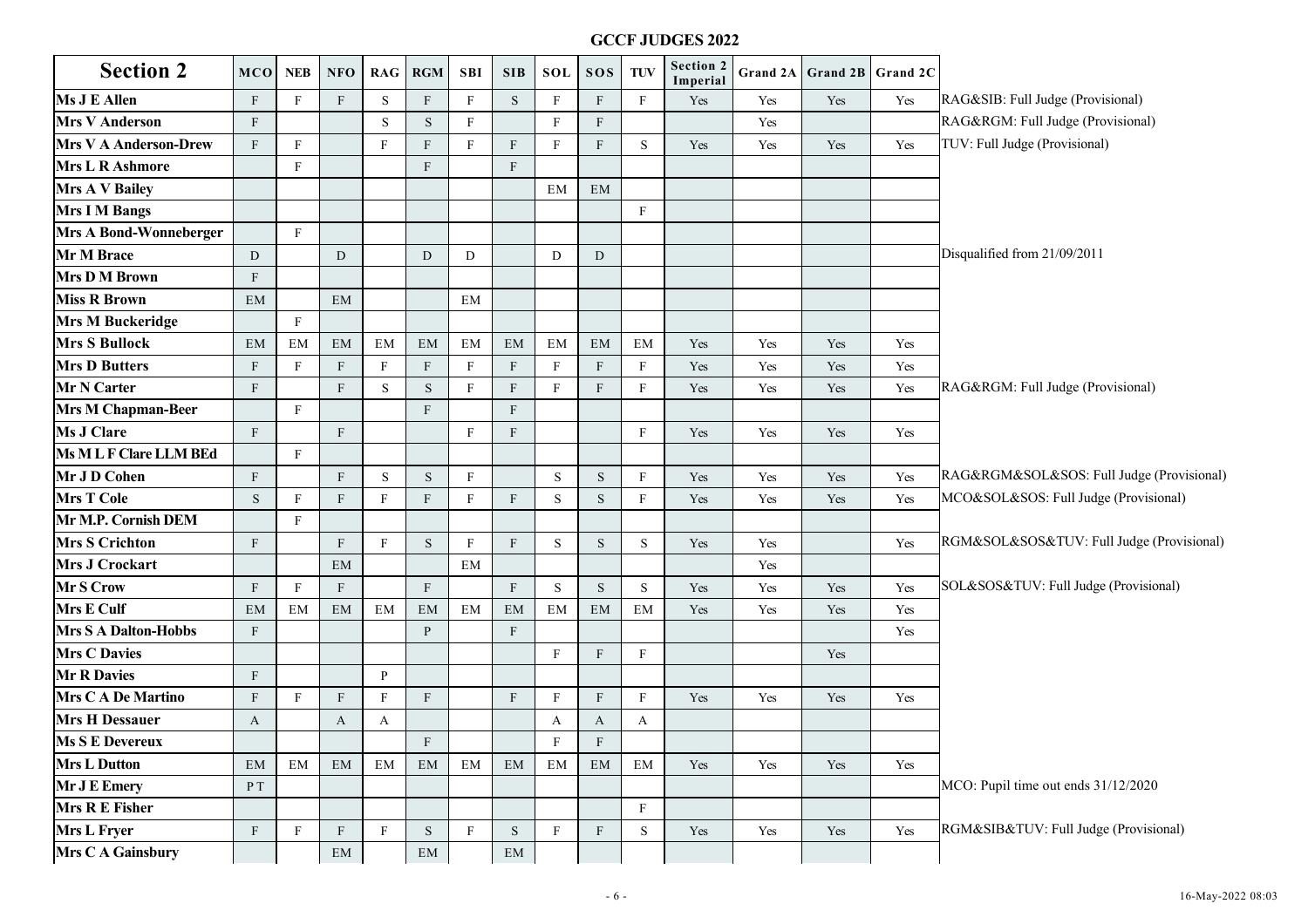**GCCF JUDGES 2022**

| Section 2 | MCO | NEB | NFO | RAG | RGM | SBI | SIB | SOL | SOS | TUV | Section 2 Imperial | Grand 2A | Grand 2B | Grand 2C | |
|---|---|---|---|---|---|---|---|---|---|---|---|---|---|---|---|
| Ms J E Allen | F | F | F | S | F | F | S | F | F | F | Yes | Yes | Yes | Yes | RAG&SIB: Full Judge (Provisional) |
| Mrs V Anderson | F | | | S | S | F | | F | F | | | Yes | | | RAG&RGM: Full Judge (Provisional) |
| Mrs V A Anderson-Drew | F | F | | F | F | F | F | F | F | S | Yes | Yes | Yes | Yes | TUV: Full Judge (Provisional) |
| Mrs L R Ashmore | | F | | | F | | F | | | | | | | | |
| Mrs A V Bailey | | | | | | | | EM | EM | | | | | | |
| Mrs I M Bangs | | | | | | | | | | F | | | | | |
| Mrs A Bond-Wonneberger | | F | | | | | | | | | | | | | |
| Mr M Brace | D | | D | | D | D | | D | D | | | | | | Disqualified from 21/09/2011 |
| Mrs D M Brown | F | | | | | | | | | | | | | | |
| Miss R Brown | EM | | EM | | | EM | | | | | | | | | |
| Mrs M Buckeridge | | F | | | | | | | | | | | | | |
| Mrs S Bullock | EM | EM | EM | EM | EM | EM | EM | EM | EM | EM | Yes | Yes | Yes | Yes | |
| Mrs D Butters | F | F | F | F | F | F | F | F | F | F | Yes | Yes | Yes | Yes | |
| Mr N Carter | F | | F | S | S | F | F | F | F | F | Yes | Yes | Yes | Yes | RAG&RGM: Full Judge (Provisional) |
| Mrs M Chapman-Beer | | F | | | F | | F | | | | | | | | |
| Ms J Clare | F | | F | | | F | F | | | F | Yes | Yes | Yes | Yes | |
| Ms M L F Clare LLM BEd | | F | | | | | | | | | | | | | |
| Mr J D Cohen | F | | F | S | S | F | | S | S | F | Yes | Yes | Yes | Yes | RAG&RGM&SOL&SOS: Full Judge (Provisional) |
| Mrs T Cole | S | F | F | F | F | F | F | S | S | F | Yes | Yes | Yes | Yes | MCO&SOL&SOS: Full Judge (Provisional) |
| Mr M.P. Cornish DEM | | F | | | | | | | | | | | | | |
| Mrs S Crichton | F | | F | F | S | F | F | S | S | S | Yes | Yes | | Yes | RGM&SOL&SOS&TUV: Full Judge (Provisional) |
| Mrs J Crockart | | | EM | | | EM | | | | | | Yes | | | |
| Mr S Crow | F | F | F | | F | | F | S | S | S | Yes | Yes | Yes | Yes | SOL&SOS&TUV: Full Judge (Provisional) |
| Mrs E Culf | EM | EM | EM | EM | EM | EM | EM | EM | EM | EM | Yes | Yes | Yes | Yes | |
| Mrs S A Dalton-Hobbs | F | | | | P | | F | | | | | | | Yes | |
| Mrs C Davies | | | | | | | | F | F | F | | | Yes | | |
| Mr R Davies | F | | | P | | | | | | | | | | | |
| Mrs C A De Martino | F | F | F | F | F | | F | F | F | F | Yes | Yes | Yes | Yes | |
| Mrs H Dessauer | A | | A | A | | | | A | A | A | | | | | |
| Ms S E Devereux | | | | | F | | | F | F | | | | | | |
| Mrs L Dutton | EM | EM | EM | EM | EM | EM | EM | EM | EM | EM | Yes | Yes | Yes | Yes | |
| Mr J E Emery | PT | | | | | | | | | | | | | | MCO: Pupil time out ends 31/12/2020 |
| Mrs R E Fisher | | | | | | | | | | F | | | | | |
| Mrs L Fryer | F | F | F | F | S | F | S | F | F | S | Yes | Yes | Yes | Yes | RGM&SIB&TUV: Full Judge (Provisional) |
| Mrs C A Gainsbury | | | EM | | EM | | EM | | | | | | | | |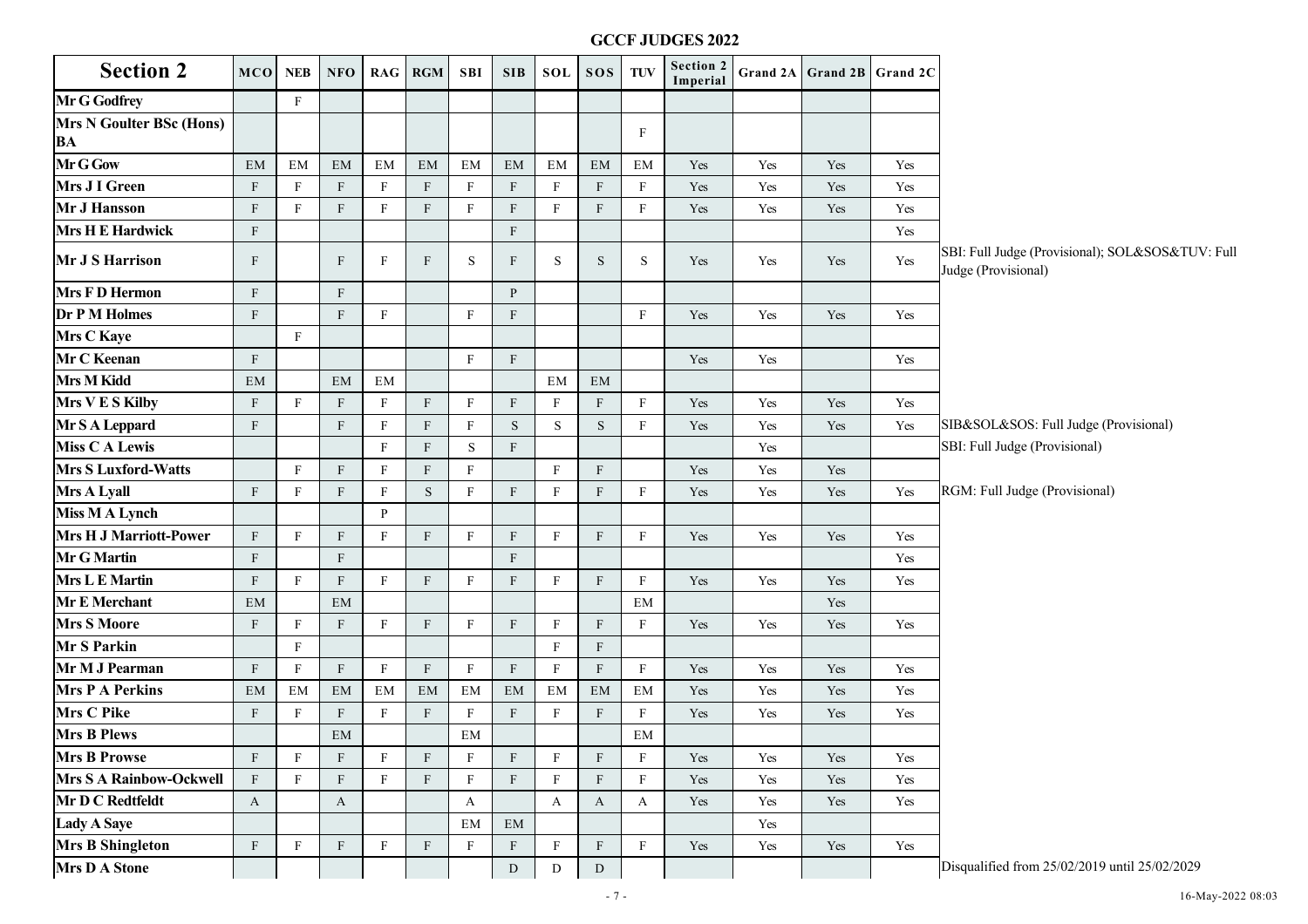## GCCF JUDGES 2022

| Section 2 | MCO | NEB | NFO | RAG | RGM | SBI | SIB | SOL | SOS | TUV | Section 2 Imperial | Grand 2A | Grand 2B | Grand 2C | |
|---|---|---|---|---|---|---|---|---|---|---|---|---|---|---|---|
| Mr G Godfrey | | F | | | | | | | | | | | | | |
| Mrs N Goulter BSc (Hons) BA | | | | | | | | | | F | | | | | |
| Mr G Gow | EM | EM | EM | EM | EM | EM | EM | EM | EM | EM | Yes | Yes | Yes | Yes | |
| Mrs J I Green | F | F | F | F | F | F | F | F | F | F | Yes | Yes | Yes | Yes | |
| Mr J Hansson | F | F | F | F | F | F | F | F | F | F | Yes | Yes | Yes | Yes | |
| Mrs H E Hardwick | F | | | | | | F | | | | | | | Yes | |
| Mr J S Harrison | F | | F | F | F | S | F | S | S | S | Yes | Yes | Yes | Yes | SBI: Full Judge (Provisional); SOL&SOS&TUV: Full Judge (Provisional) |
| Mrs F D Hermon | F | | F | | | | P | | | | | | | | |
| Dr P M Holmes | F | | F | F | | F | F | | | F | Yes | Yes | Yes | Yes | |
| Mrs C Kaye | | F | | | | | | | | | | | | | |
| Mr C Keenan | F | | | | | F | F | | | | Yes | Yes | | Yes | |
| Mrs M Kidd | EM | | EM | EM | | | | EM | EM | | | | | | |
| Mrs V E S Kilby | F | F | F | F | F | F | F | F | F | F | Yes | Yes | Yes | Yes | |
| Mr S A Leppard | F | | F | F | F | F | S | S | S | F | Yes | Yes | Yes | Yes | SIB&SOL&SOS: Full Judge (Provisional) |
| Miss C A Lewis | | | | F | F | S | F | | | | | Yes | | | SBI: Full Judge (Provisional) |
| Mrs S Luxford-Watts | | F | F | F | F | F | | F | F | | Yes | Yes | Yes | | |
| Mrs A Lyall | F | F | F | F | S | F | F | F | F | F | Yes | Yes | Yes | Yes | RGM: Full Judge (Provisional) |
| Miss M A Lynch | | | | P | | | | | | | | | | | |
| Mrs H J Marriott-Power | F | F | F | F | F | F | F | F | F | F | Yes | Yes | Yes | Yes | |
| Mr G Martin | F | | F | | | | F | | | | | | | Yes | |
| Mrs L E Martin | F | F | F | F | F | F | F | F | F | F | Yes | Yes | Yes | Yes | |
| Mr E Merchant | EM | | EM | | | | | | | EM | | | Yes | | |
| Mrs S Moore | F | F | F | F | F | F | F | F | F | F | Yes | Yes | Yes | Yes | |
| Mr S Parkin | | F | | | | | | F | F | | | | | | |
| Mr M J Pearman | F | F | F | F | F | F | F | F | F | F | Yes | Yes | Yes | Yes | |
| Mrs P A Perkins | EM | EM | EM | EM | EM | EM | EM | EM | EM | EM | Yes | Yes | Yes | Yes | |
| Mrs C Pike | F | F | F | F | F | F | F | F | F | F | Yes | Yes | Yes | Yes | |
| Mrs B Plews | | | EM | | | EM | | | | EM | | | | | |
| Mrs B Prowse | F | F | F | F | F | F | F | F | F | F | Yes | Yes | Yes | Yes | |
| Mrs S A Rainbow-Ockwell | F | F | F | F | F | F | F | F | F | F | Yes | Yes | Yes | Yes | |
| Mr D C Redtfeldt | A | | A | | | A | | A | A | A | Yes | Yes | Yes | Yes | |
| Lady A Saye | | | | | | EM | EM | | | | | Yes | | | |
| Mrs B Shingleton | F | F | F | F | F | F | F | F | F | F | Yes | Yes | Yes | Yes | |
| Mrs D A Stone | | | | | | | D | D | D | | | | | | Disqualified from 25/02/2019 until 25/02/2029 |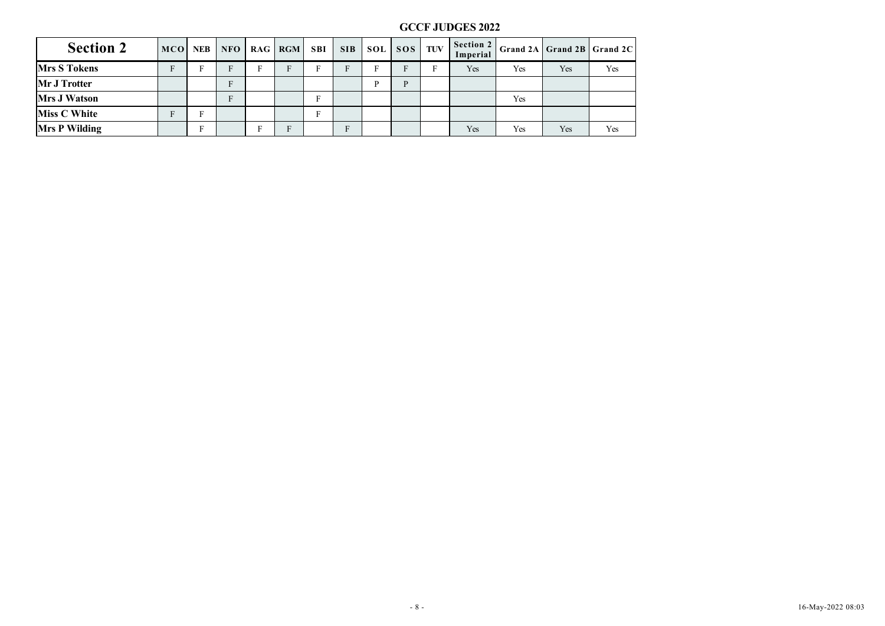**GCCF JUDGES 2022**

| Section 2 | MCO | NEB | NFO | RAG | RGM | SBI | SIB | SOL | SOS | TUV | Section 2 Imperial | Grand 2A | Grand 2B | Grand 2C |
|---|---|---|---|---|---|---|---|---|---|---|---|---|---|---|
| **Mrs S Tokens** | F | F | F | F | F | F | F | F | F | F | Yes | Yes | Yes | Yes |
| **Mr J Trotter** | | | F | | | | | P | P | | | | | |
| **Mrs J Watson** | | | F | | | F | | | | | | Yes | | |
| **Miss C White** | F | F | | | | F | | | | | | | | |
| **Mrs P Wilding** | | F | | F | F | | F | | | | Yes | Yes | Yes | Yes |

16-May-2022 08:03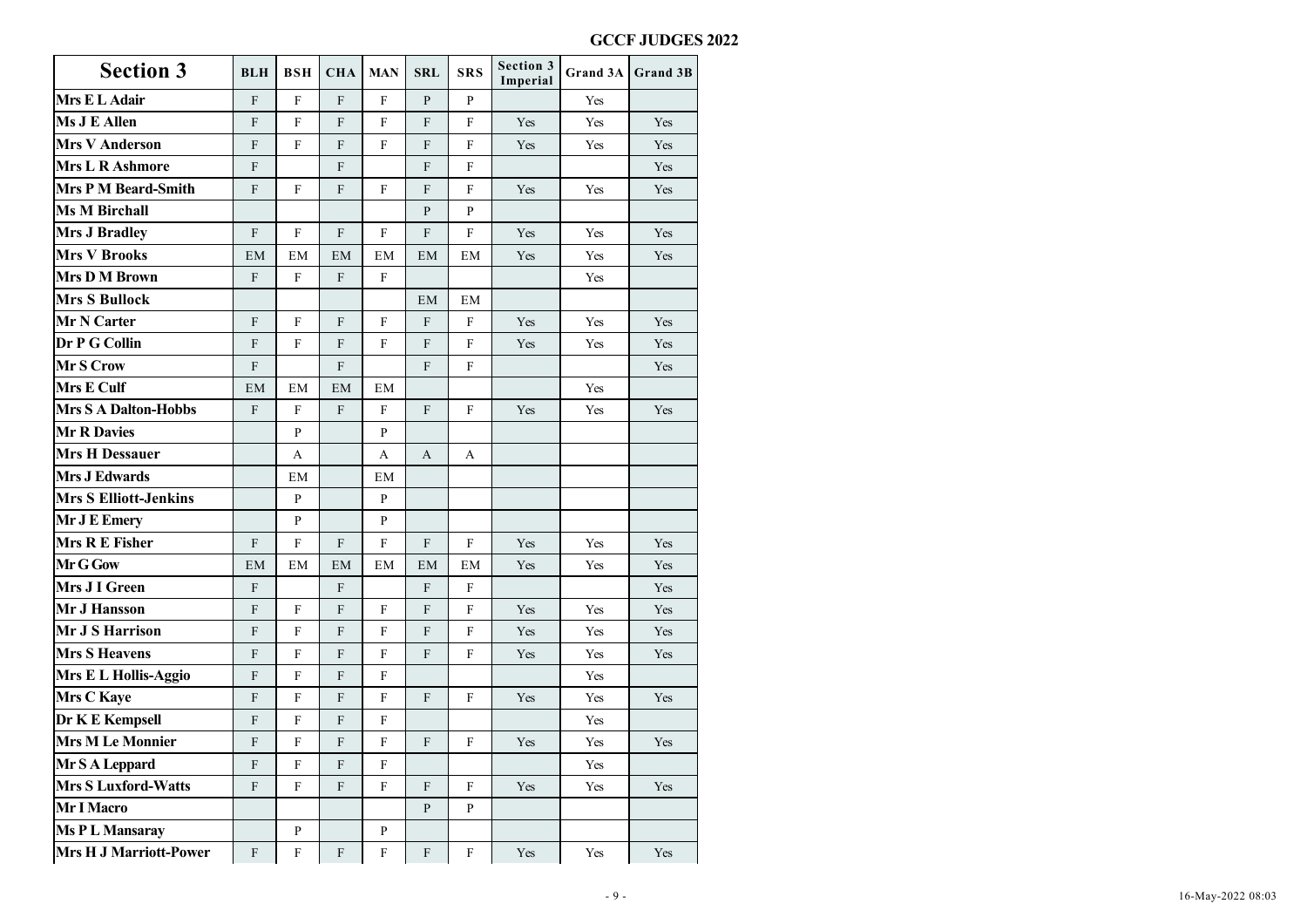| Section 3 | BLH | BSH | CHA | MAN | SRL | SRS | Section 3 Imperial | Grand 3A | Grand 3B |
|---|---|---|---|---|---|---|---|---|---|
| Mrs E L Adair | F | F | F | F | P | P | | Yes | |
| Ms J E Allen | F | F | F | F | F | F | Yes | Yes | Yes |
| Mrs V Anderson | F | F | F | F | F | F | Yes | Yes | Yes |
| Mrs L R Ashmore | F | | F | | F | F | | | Yes |
| Mrs P M Beard-Smith | F | F | F | F | F | F | Yes | Yes | Yes |
| Ms M Birchall | | | | | P | P | | | |
| Mrs J Bradley | F | F | F | F | F | F | Yes | Yes | Yes |
| Mrs V Brooks | EM | EM | EM | EM | EM | EM | Yes | Yes | Yes |
| Mrs D M Brown | F | F | F | F | | | | Yes | |
| Mrs S Bullock | | | | | EM | EM | | | |
| Mr N Carter | F | F | F | F | F | F | Yes | Yes | Yes |
| Dr P G Collin | F | F | F | F | F | F | Yes | Yes | Yes |
| Mr S Crow | F | | F | | F | F | | | Yes |
| Mrs E Culf | EM | EM | EM | EM | | | | Yes | |
| Mrs S A Dalton-Hobbs | F | F | F | F | F | F | Yes | Yes | Yes |
| Mr R Davies | | P | | P | | | | | |
| Mrs H Dessauer | | A | | A | A | A | | | |
| Mrs J Edwards | | EM | | EM | | | | | |
| Mrs S Elliott-Jenkins | | P | | P | | | | | |
| Mr J E Emery | | P | | P | | | | | |
| Mrs R E Fisher | F | F | F | F | F | F | Yes | Yes | Yes |
| Mr G Gow | EM | EM | EM | EM | EM | EM | Yes | Yes | Yes |
| Mrs J I Green | F | | F | | F | F | | | Yes |
| Mr J Hansson | F | F | F | F | F | F | Yes | Yes | Yes |
| Mr J S Harrison | F | F | F | F | F | F | Yes | Yes | Yes |
| Mrs S Heavens | F | F | F | F | F | F | Yes | Yes | Yes |
| Mrs E L Hollis-Aggio | F | F | F | F | | | | Yes | |
| Mrs C Kaye | F | F | F | F | F | F | Yes | Yes | Yes |
| Dr K E Kempsell | F | F | F | F | | | | Yes | |
| Mrs M Le Monnier | F | F | F | F | F | F | Yes | Yes | Yes |
| Mr S A Leppard | F | F | F | F | | | | Yes | |
| Mrs S Luxford-Watts | F | F | F | F | F | F | Yes | Yes | Yes |
| Mr I Macro | | | | | P | P | | | |
| Ms P L Mansaray | | P | | P | | | | | |
| Mrs H J Marriott-Power | F | F | F | F | F | F | Yes | Yes | Yes |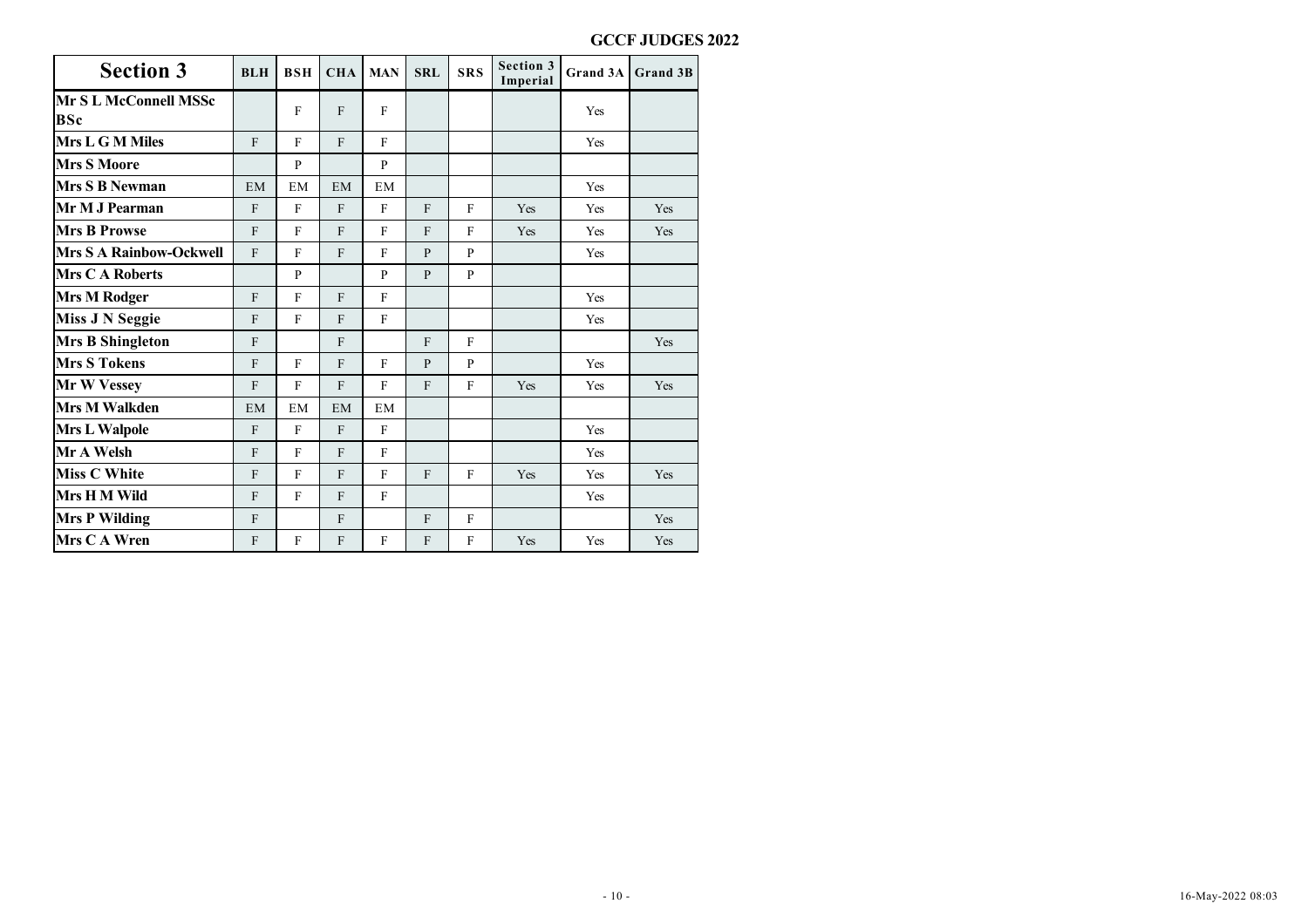GCCF JUDGES 2022

| Section 3 | BLH | BSH | CHA | MAN | SRL | SRS | Section 3 Imperial | Grand 3A | Grand 3B |
|---|---|---|---|---|---|---|---|---|---|
| Mr S L McConnell MSSc BSc | | F | F | F | | | | Yes | |
| Mrs L G M Miles | F | F | F | F | | | | Yes | |
| Mrs S Moore | | P | | P | | | | | |
| Mrs S B Newman | EM | EM | EM | EM | | | | Yes | |
| Mr M J Pearman | F | F | F | F | F | F | Yes | Yes | Yes |
| Mrs B Prowse | F | F | F | F | F | F | Yes | Yes | Yes |
| Mrs S A Rainbow-Ockwell | F | F | F | F | P | P | | Yes | |
| Mrs C A Roberts | | P | | P | P | P | | | |
| Mrs M Rodger | F | F | F | F | | | | Yes | |
| Miss J N Seggie | F | F | F | F | | | | Yes | |
| Mrs B Shingleton | F | | F | | F | F | | | Yes |
| Mrs S Tokens | F | F | F | F | P | P | | Yes | |
| Mr W Vessey | F | F | F | F | F | F | Yes | Yes | Yes |
| Mrs M Walkden | EM | EM | EM | EM | | | | | |
| Mrs L Walpole | F | F | F | F | | | | Yes | |
| Mr A Welsh | F | F | F | F | | | | Yes | |
| Miss C White | F | F | F | F | F | F | Yes | Yes | Yes |
| Mrs H M Wild | F | F | F | F | | | | Yes | |
| Mrs P Wilding | F | | F | | F | F | | | Yes |
| Mrs C A Wren | F | F | F | F | F | F | Yes | Yes | Yes |

16-May-2022 08:03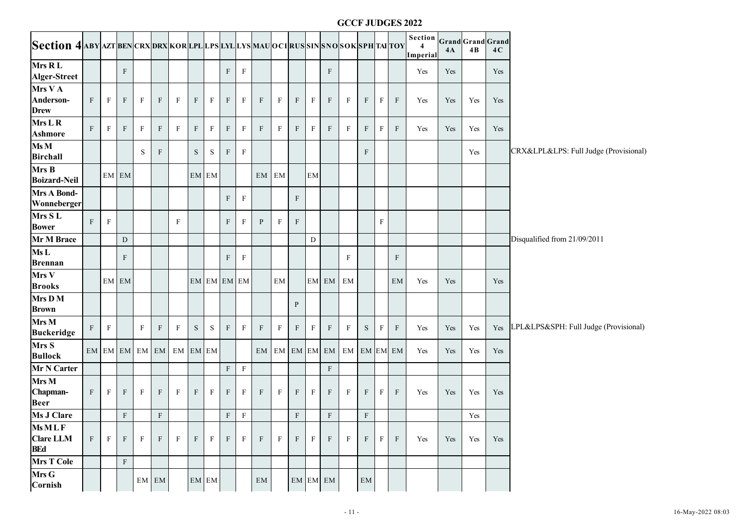# GCCF JUDGES 2022

| Section 4 | ABY | AZT | BEN | CRX | DRX | KOR | LPL | LPS | LYL | LYS | MAU | OCI | RUS | SIN | SNO | SOK | SPH | TAI | TOY | Section 4 Imperial | Grand 4A | Grand 4B | Grand 4C | |
|---|---|---|---|---|---|---|---|---|---|---|---|---|---|---|---|---|---|---|---|---|---|---|---|---|
| Mrs R L Alger-Street | | | F | | | | | | F | F | | | | | F | | | | | Yes | Yes | | Yes | |
| Mrs V A Anderson-Drew | F | F | F | F | F | F | F | F | F | F | F | F | F | F | F | F | F | F | F | Yes | Yes | Yes | Yes | |
| Mrs L R Ashmore | F | F | F | F | F | F | F | F | F | F | F | F | F | F | F | F | F | F | F | Yes | Yes | Yes | Yes | |
| Ms M Birchall | | | | S | F | | S | S | F | F | | | | | | | F | | | | | Yes | | CRX&LPL&LPS: Full Judge (Provisional) |
| Mrs B Boizard-Neil | | EM | EM | | | | EM | EM | | | EM | EM | | EM | | | | | | | | | | |
| Mrs A Bond-Wonneberger | | | | | | | | | F | F | | | F | | | | | | | | | | | |
| Mrs S L Bower | F | F | | | | F | | | F | F | P | F | F | | | | | F | | | | | | |
| Mr M Brace | | | D | | | | | | | | | | | D | | | | | | | | | | Disqualified from 21/09/2011 |
| Ms L Brennan | | | F | | | | | | F | F | | | | | | F | | | F | | | | | |
| Mrs V Brooks | | EM | EM | | | | EM | EM | EM | EM | | EM | | EM | EM | EM | | | EM | Yes | Yes | | Yes | |
| Mrs D M Brown | | | | | | | | | | | | | P | | | | | | | | | | | |
| Mrs M Buckeridge | F | F | | F | F | F | S | S | F | F | F | F | F | F | F | F | S | F | F | Yes | Yes | Yes | Yes | LPL&LPS&SPH: Full Judge (Provisional) |
| Mrs S Bullock | EM | EM | EM | EM | EM | EM | EM | EM | | | EM | EM | EM | EM | EM | EM | EM | EM | EM | Yes | Yes | Yes | Yes | |
| Mr N Carter | | | | | | | | | F | F | | | | | F | | | | | | | | | |
| Mrs M Chapman-Beer | F | F | F | F | F | F | F | F | F | F | F | F | F | F | F | F | F | F | F | Yes | Yes | Yes | Yes | |
| Ms J Clare | | | F | | F | | | | F | F | | | F | | F | | F | | | | | Yes | | |
| Ms M L F Clare LLM BEd | F | F | F | F | F | F | F | F | F | F | F | F | F | F | F | F | F | F | F | Yes | Yes | Yes | Yes | |
| Mrs T Cole | | | F | | | | | | | | | | | | | | | | | | | | | |
| Mrs G Cornish | | | | EM | EM | | EM | EM | | | EM | | EM | EM | EM | | EM | | | | | | | |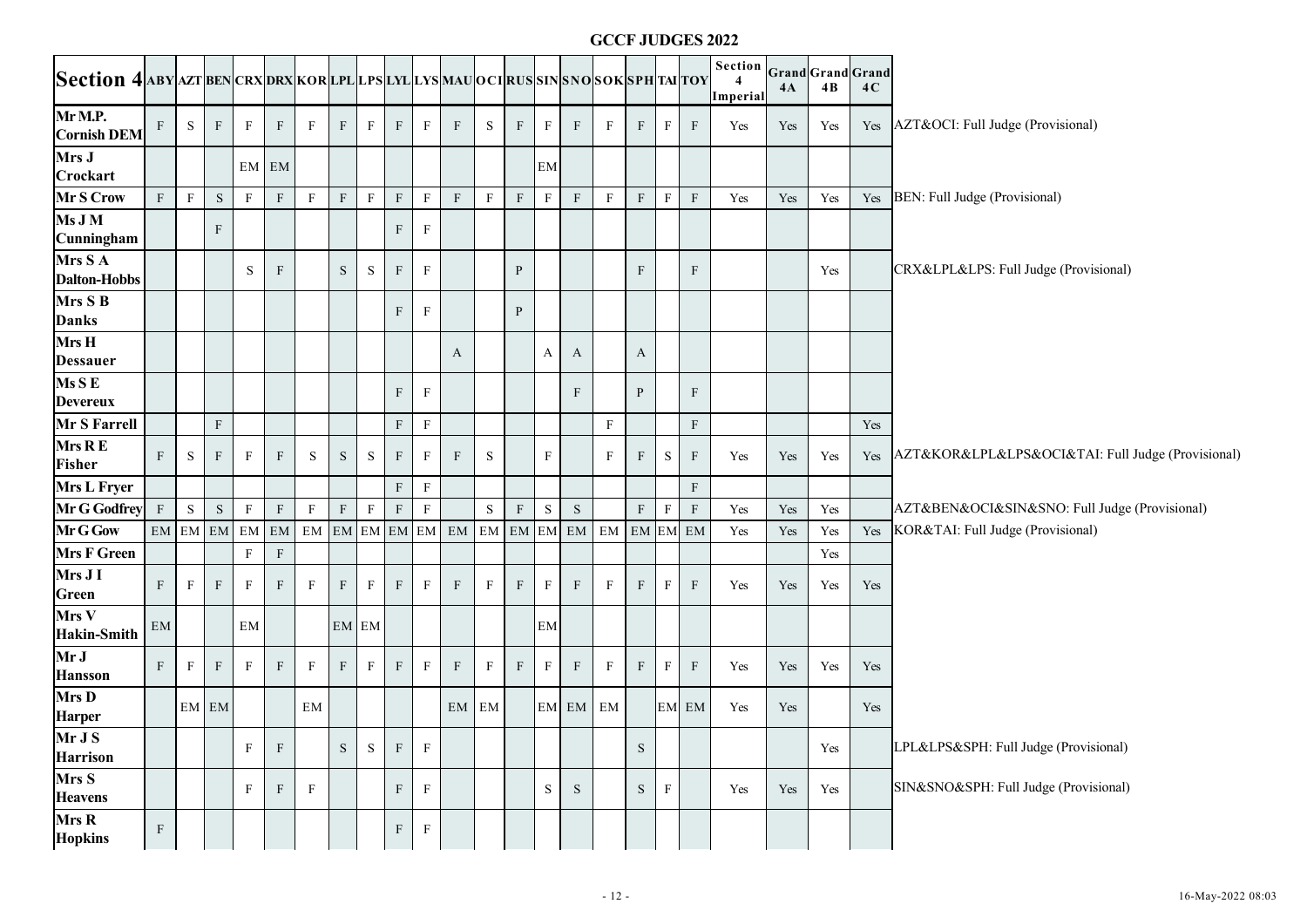# GCCF JUDGES 2022

| Section 4 | ABY | AZT | BEN | CRX | DRX | KOR | LPL | LPS | LYL | LYS | MAU | OCI | RUS | SIN | SNO | SOK | SPH | TAI | TOY | Section 4 Imperial | Grand 4A | Grand 4B | Grand 4C | |
|---|---|---|---|---|---|---|---|---|---|---|---|---|---|---|---|---|---|---|---|---|---|---|---|---|
| Mr M.P. Cornish DEM | F | S | F | F | F | F | F | F | F | F | F | S | F | F | F | F | F | F | F | Yes | Yes | Yes | Yes | AZT&OCI: Full Judge (Provisional) |
| Mrs J Crockart | | | | EM | EM | | | | | | | | | EM | | | | | | | | | | |
| Mr S Crow | F | F | S | F | F | F | F | F | F | F | F | F | F | F | F | F | F | F | F | Yes | Yes | Yes | Yes | BEN: Full Judge (Provisional) |
| Ms J M Cunningham | | | F | | | | | | F | F | | | | | | | | | | | | | | |
| Mrs S A Dalton-Hobbs | | | | S | F | | S | S | F | F | | | P | | | | F | | F | | | Yes | | CRX&LPL&LPS: Full Judge (Provisional) |
| Mrs S B Danks | | | | | | | | | F | F | | | P | | | | | | | | | | | |
| Mrs H Dessauer | | | | | | | | | | | A | | | A | A | | A | | | | | | | |
| Ms S E Devereux | | | | | | | | | F | F | | | | | F | | P | | F | | | | | |
| Mr S Farrell | | | F | | | | | | F | F | | | | | | F | | | F | | | | Yes | |
| Mrs R E Fisher | F | S | F | F | F | S | S | S | F | F | F | S | | F | | F | F | S | F | Yes | Yes | Yes | Yes | AZT&KOR&LPL&LPS&OCI&TAI: Full Judge (Provisional) |
| Mrs L Fryer | | | | | | | | | F | F | | | | | | | | | F | | | | | |
| Mr G Godfrey | F | S | S | F | F | F | F | F | F | F | | S | F | S | S | | F | F | F | Yes | Yes | Yes | | AZT&BEN&OCI&SIN&SNO: Full Judge (Provisional) |
| Mr G Gow | EM | EM | EM | EM | EM | EM | EM | EM | EM | EM | EM | EM | EM | EM | EM | EM | EM | EM | EM | Yes | Yes | Yes | Yes | KOR&TAI: Full Judge (Provisional) |
| Mrs F Green | | | | F | F | | | | | | | | | | | | | | | | | Yes | | |
| Mrs J I Green | F | F | F | F | F | F | F | F | F | F | F | F | F | F | F | F | F | F | F | Yes | Yes | Yes | Yes | |
| Mrs V Hakin-Smith | EM | | | EM | | | EM | EM | | | | | | EM | | | | | | | | | | |
| Mr J Hansson | F | F | F | F | F | F | F | F | F | F | F | F | F | F | F | F | F | F | F | Yes | Yes | Yes | Yes | |
| Mrs D Harper | | EM | EM | | | EM | | | | | EM | EM | | EM | EM | EM | | EM | EM | Yes | Yes | | Yes | |
| Mr J S Harrison | | | | F | F | | S | S | F | F | | | | | | | S | | | | | Yes | | LPL&LPS&SPH: Full Judge (Provisional) |
| Mrs S Heavens | | | | F | F | F | | | F | F | | | | S | S | | S | F | | Yes | Yes | Yes | | SIN&SNO&SPH: Full Judge (Provisional) |
| Mrs R Hopkins | F | | | | | | | | F | F | | | | | | | | | | | | | | |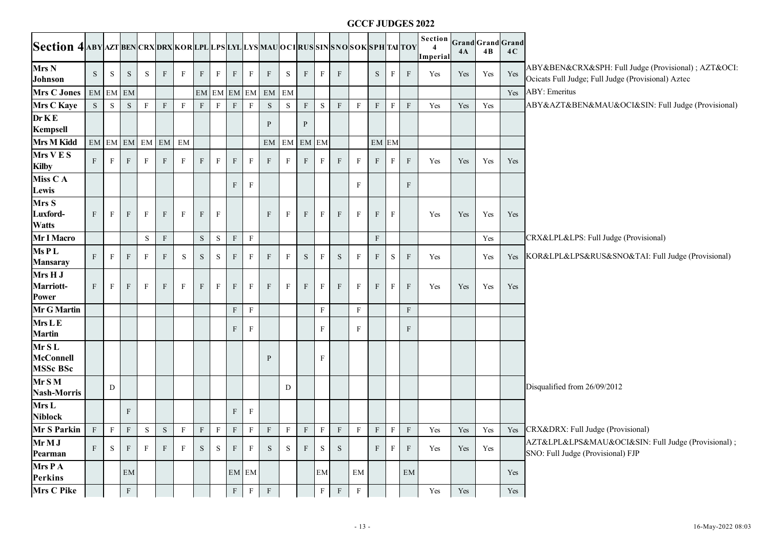# GCCF JUDGES 2022

| Section 4 | ABY | AZT | BEN | CRX | DRX | KOR | LPL | LPS | LYL | LYS | MAU | OCI | RUS | SIN | SNO | SOK | SPH | TAI | TOY | Section 4 Imperial | Grand 4A | Grand 4B | Grand 4C | |
|---|---|---|---|---|---|---|---|---|---|---|---|---|---|---|---|---|---|---|---|---|---|---|---|---|
| **Mrs N Johnson** | S | S | S | S | F | F | F | F | F | F | F | S | F | F | F | | S | F | F | Yes | Yes | Yes | Yes | ABY&BEN&CRX&SPH: Full Judge (Provisional) ; AZT&OCI: Ocicats Full Judge; Full Judge (Provisional) Aztec |
| **Mrs C Jones** | EM | EM | EM | | | | EM | EM | EM | EM | EM | EM | | | | | | | | | | | Yes | ABY: Emeritus |
| **Mrs C Kaye** | S | S | S | F | F | F | F | F | F | F | S | S | F | S | F | F | F | F | F | Yes | Yes | Yes | | ABY&AZT&BEN&MAU&OCI&SIN: Full Judge (Provisional) |
| **Dr K E Kempsell** | | | | | | | | | | | P | | P | | | | | | | | | | | |
| **Mrs M Kidd** | EM | EM | EM | EM | EM | EM | | | | | EM | EM | EM | EM | | | EM | EM | | | | | | |
| **Mrs V E S Kilby** | F | F | F | F | F | F | F | F | F | F | F | F | F | F | F | F | F | F | F | Yes | Yes | Yes | Yes | |
| **Miss C A Lewis** | | | | | | | | | F | F | | | | | | F | | | F | | | | | |
| **Mrs S Luxford-Watts** | F | F | F | F | F | F | F | F | | | F | F | F | F | F | F | F | F | | Yes | Yes | Yes | Yes | |
| **Mr I Macro** | | | | S | F | | S | S | F | F | | | | | | | F | | | | | Yes | | CRX&LPL&LPS: Full Judge (Provisional) |
| **Ms P L Mansaray** | F | F | F | F | F | S | S | S | F | F | F | F | S | F | S | F | F | S | F | Yes | | Yes | Yes | KOR&LPL&LPS&RUS&SNO&TAI: Full Judge (Provisional) |
| **Mrs H J Marriott-Power** | F | F | F | F | F | F | F | F | F | F | F | F | F | F | F | F | F | F | F | Yes | Yes | Yes | Yes | |
| **Mr G Martin** | | | | | | | | | F | F | | | | F | | F | | | F | | | | | |
| **Mrs L E Martin** | | | | | | | | | F | F | | | | F | | F | | | F | | | | | |
| **Mr S L McConnell MSSc BSc** | | | | | | | | | | | P | | | F | | | | | | | | | | |
| **Mr S M Nash-Morris** | | D | | | | | | | | | | D | | | | | | | | | | | | Disqualified from 26/09/2012 |
| **Mrs L Niblock** | | | F | | | | | | F | F | | | | | | | | | | | | | | |
| **Mr S Parkin** | F | F | F | S | S | F | F | F | F | F | F | F | F | F | F | F | F | F | F | Yes | Yes | Yes | Yes | CRX&DRX: Full Judge (Provisional) |
| **Mr M J Pearman** | F | S | F | F | F | F | S | S | F | F | S | S | F | S | S | | F | F | F | Yes | Yes | Yes | | AZT&LPL&LPS&MAU&OCI&SIN: Full Judge (Provisional) ; SNO: Full Judge (Provisional) FJP |
| **Mrs P A Perkins** | | | EM | | | | | | EM | EM | | | | EM | | EM | | | EM | | | | Yes | |
| **Mrs C Pike** | | | F | | | | | | F | F | F | | | F | F | F | | | | Yes | Yes | | Yes | |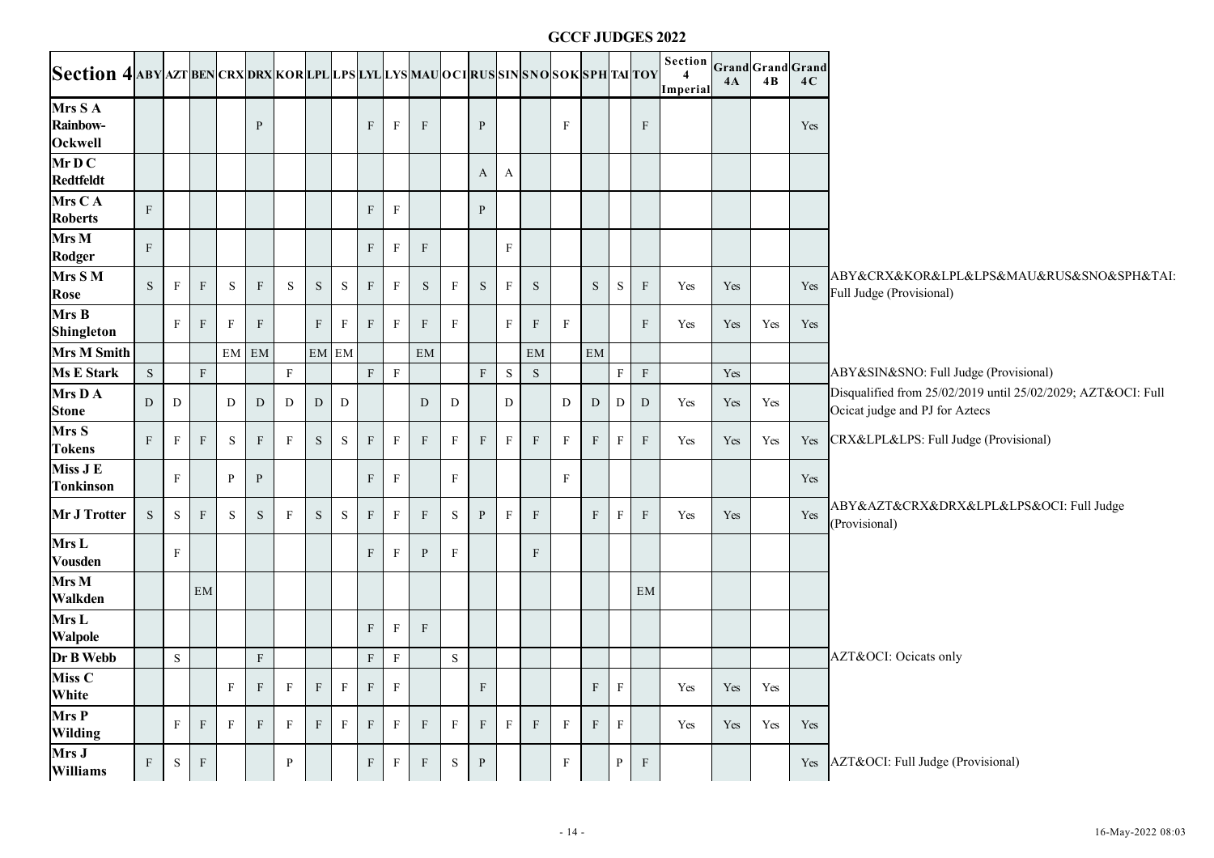# GCCF JUDGES 2022

| Section 4 | ABY | AZT | BEN | CRX | DRX | KOR | LPL | LPS | LYL | LYS | MAU | OCI | RUS | SIN | SNO | SOK | SPH | TAI | TOY | Section 4 Imperial | Grand 4A | Grand 4B | Grand 4C | |
|---|---|---|---|---|---|---|---|---|---|---|---|---|---|---|---|---|---|---|---|---|---|---|---|---|
| **Mrs S A Rainbow-Ockwell** | | | | | P | | | | F | F | F | | P | | | F | | | F | | | | Yes | |
| **Mr D C Redtfeldt** | | | | | | | | | | | | | A | A | | | | | | | | | | |
| **Mrs C A Roberts** | F | | | | | | | | F | F | | | P | | | | | | | | | | | |
| **Mrs M Rodger** | F | | | | | | | | F | F | F | | | F | | | | | | | | | | |
| **Mrs S M Rose** | S | F | F | S | F | S | S | S | F | F | S | F | S | F | S | | S | S | F | Yes | Yes | | Yes | ABY&CRX&KOR&LPL&LPS&MAU&RUS&SNO&SPH&TAI: Full Judge (Provisional) |
| **Mrs B Shingleton** | | F | F | F | F | | F | F | F | F | F | F | | F | F | F | | | F | Yes | Yes | Yes | Yes | |
| **Mrs M Smith** | | | | EM | EM | | EM | EM | | | EM | | | | EM | | EM | | | | | | | |
| **Ms E Stark** | S | | F | | | F | | | F | F | | | F | S | S | | | F | F | | Yes | | | ABY&SIN&SNO: Full Judge (Provisional) |
| **Mrs D A Stone** | D | D | | D | D | D | D | D | | | D | D | | D | | D | D | D | D | Yes | Yes | Yes | | Disqualified from 25/02/2019 until 25/02/2029; AZT&OCI: Full Ocicat judge and PJ for Aztecs |
| **Mrs S Tokens** | F | F | F | S | F | F | S | S | F | F | F | F | F | F | F | F | F | F | F | Yes | Yes | Yes | Yes | CRX&LPL&LPS: Full Judge (Provisional) |
| **Miss J E Tonkinson** | | F | | P | P | | | | F | F | | F | | | | F | | | | | | | Yes | |
| **Mr J Trotter** | S | S | F | S | S | F | S | S | F | F | F | S | P | F | F | | F | F | F | Yes | Yes | | Yes | ABY&AZT&CRX&DRX&LPL&LPS&OCI: Full Judge (Provisional) |
| **Mrs L Vousden** | | F | | | | | | | F | F | P | F | | | F | | | | | | | | | |
| **Mrs M Walkden** | | | EM | | | | | | | | | | | | | | | | EM | | | | | |
| **Mrs L Walpole** | | | | | | | | | F | F | F | | | | | | | | | | | | | |
| **Dr B Webb** | | S | | | F | | | | F | F | | S | | | | | | | | | | | | AZT&OCI: Ocicats only |
| **Miss C White** | | | | F | F | F | F | F | F | F | | | F | | | | F | F | | Yes | Yes | Yes | | |
| **Mrs P Wilding** | | F | F | F | F | F | F | F | F | F | F | F | F | F | F | F | F | F | | Yes | Yes | Yes | Yes | |
| **Mrs J Williams** | F | S | F | | | P | | | F | F | F | S | P | | | F | | P | F | | | | Yes | AZT&OCI: Full Judge (Provisional) |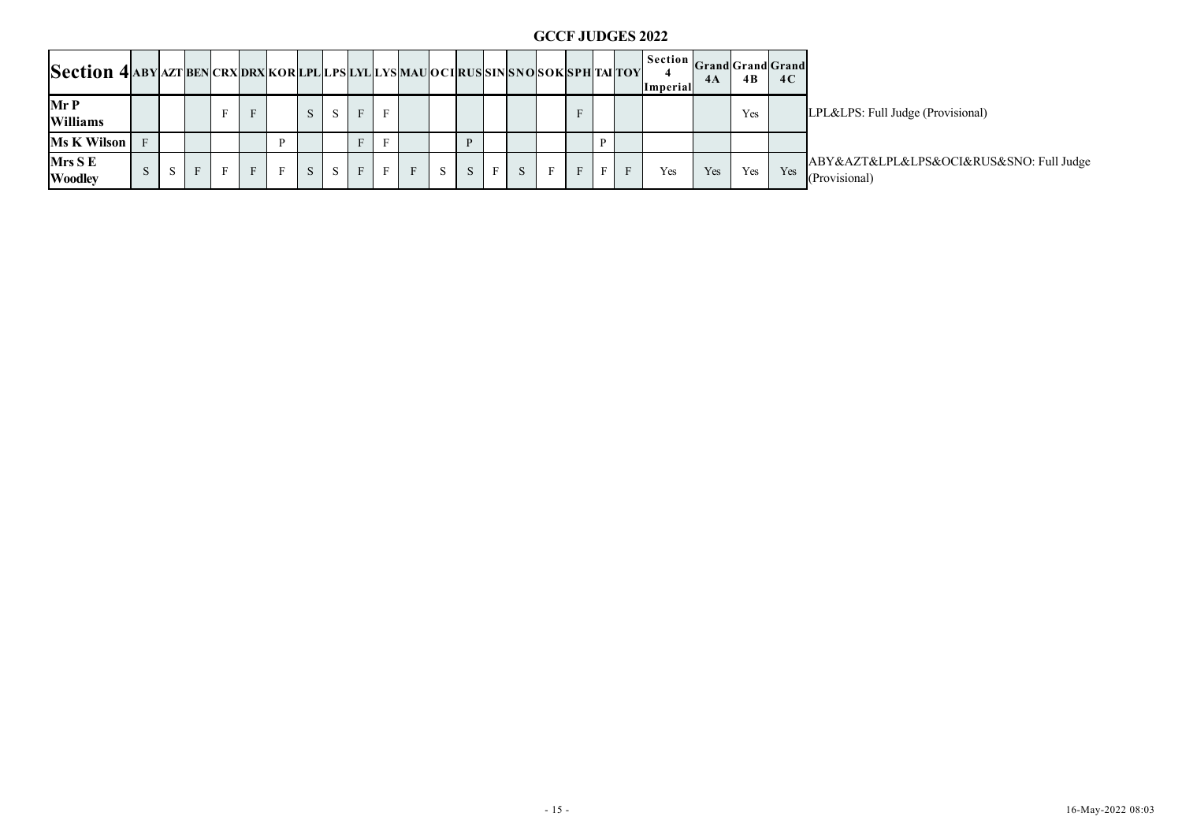# GCCF JUDGES 2022

| Section 4 | ABY | AZT | BEN | CRX | DRX | KOR | LPL | LPS | LYL | LYS | MAU | OCI | RUS | SIN | SNO | SOK | SPH | TAI | TOY | Section 4 Imperial | Grand 4A | Grand 4B | Grand 4C | |
|---|---|---|---|---|---|---|---|---|---|---|---|---|---|---|---|---|---|---|---|---|---|---|---|---|
| **Mr P Williams** | | | | F | F | | S | S | F | F | | | | | | | F | | | | | Yes | | LPL&LPS: Full Judge (Provisional) |
| **Ms K Wilson** | F | | | | | P | | | F | F | | | P | | | | | P | | | | | | |
| **Mrs S E Woodley** | S | S | F | F | F | F | S | S | F | F | F | S | S | F | S | F | F | F | F | Yes | Yes | Yes | Yes | ABY&AZT&LPL&LPS&OCI&RUS&SNO: Full Judge (Provisional) |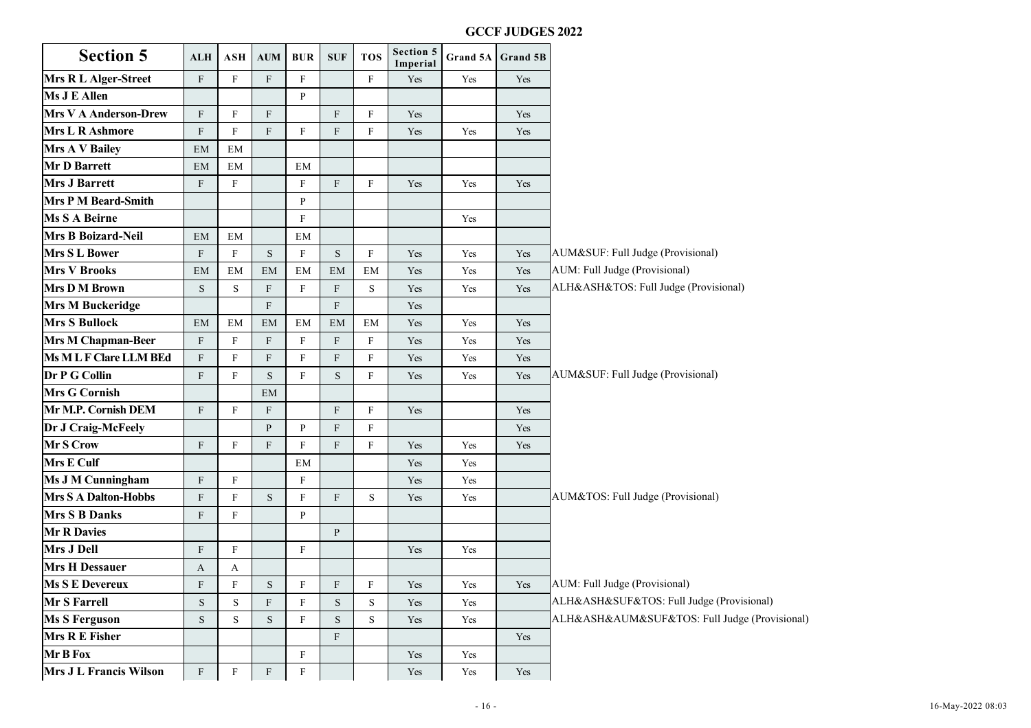## GCCF JUDGES 2022

| Section 5 | ALH | ASH | AUM | BUR | SUF | TOS | Section 5 Imperial | Grand 5A | Grand 5B | |
|---|---|---|---|---|---|---|---|---|---|---|
| Mrs R L Alger-Street | F | F | F | F | | F | Yes | Yes | Yes | |
| Ms J E Allen | | | | P | | | | | | |
| Mrs V A Anderson-Drew | F | F | F | | F | F | Yes | | Yes | |
| Mrs L R Ashmore | F | F | F | F | F | F | Yes | Yes | Yes | |
| Mrs A V Bailey | EM | EM | | | | | | | | |
| Mr D Barrett | EM | EM | | EM | | | | | | |
| Mrs J Barrett | F | F | | F | F | F | Yes | Yes | Yes | |
| Mrs P M Beard-Smith | | | | P | | | | | | |
| Ms S A Beirne | | | | F | | | | Yes | | |
| Mrs B Boizard-Neil | EM | EM | | EM | | | | | | |
| Mrs S L Bower | F | F | S | F | S | F | Yes | Yes | Yes | AUM&SUF: Full Judge (Provisional) |
| Mrs V Brooks | EM | EM | EM | EM | EM | EM | Yes | Yes | Yes | AUM: Full Judge (Provisional) |
| Mrs D M Brown | S | S | F | F | F | S | Yes | Yes | Yes | ALH&ASH&TOS: Full Judge (Provisional) |
| Mrs M Buckeridge | | | F | | F | | Yes | | | |
| Mrs S Bullock | EM | EM | EM | EM | EM | EM | Yes | Yes | Yes | |
| Mrs M Chapman-Beer | F | F | F | F | F | F | Yes | Yes | Yes | |
| Ms M L F Clare LLM BEd | F | F | F | F | F | F | Yes | Yes | Yes | |
| Dr P G Collin | F | F | S | F | S | F | Yes | Yes | Yes | AUM&SUF: Full Judge (Provisional) |
| Mrs G Cornish | | | EM | | | | | | | |
| Mr M.P. Cornish DEM | F | F | F | | F | F | Yes | | Yes | |
| Dr J Craig-McFeely | | | P | P | F | F | | | Yes | |
| Mr S Crow | F | F | F | F | F | F | Yes | Yes | Yes | |
| Mrs E Culf | | | | EM | | | Yes | Yes | | |
| Ms J M Cunningham | F | F | | F | | | Yes | Yes | | |
| Mrs S A Dalton-Hobbs | F | F | S | F | F | S | Yes | Yes | | AUM&TOS: Full Judge (Provisional) |
| Mrs S B Danks | F | F | | P | | | | | | |
| Mr R Davies | | | | | P | | | | | |
| Mrs J Dell | F | F | | F | | | Yes | Yes | | |
| Mrs H Dessauer | A | A | | | | | | | | |
| Ms S E Devereux | F | F | S | F | F | F | Yes | Yes | Yes | AUM: Full Judge (Provisional) |
| Mr S Farrell | S | S | F | F | S | S | Yes | Yes | | ALH&ASH&SUF&TOS: Full Judge (Provisional) |
| Ms S Ferguson | S | S | S | F | S | S | Yes | Yes | | ALH&ASH&AUM&SUF&TOS: Full Judge (Provisional) |
| Mrs R E Fisher | | | | | F | | | | Yes | |
| Mr B Fox | | | | F | | | Yes | Yes | | |
| Mrs J L Francis Wilson | F | F | F | F | | | Yes | Yes | Yes | |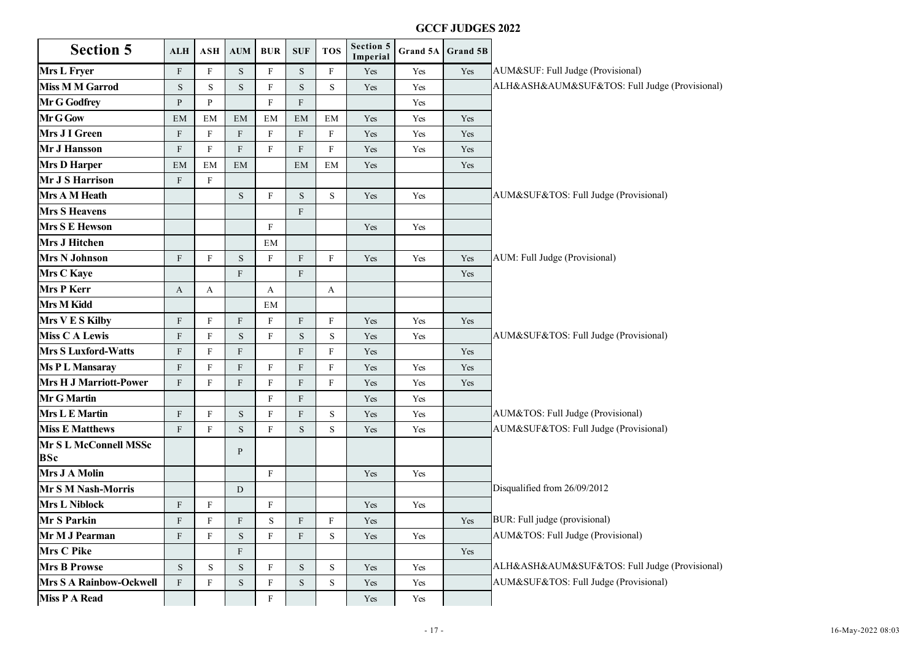# GCCF JUDGES 2022

| Section 5 | ALH | ASH | AUM | BUR | SUF | TOS | Section 5 Imperial | Grand 5A | Grand 5B | |
|---|---|---|---|---|---|---|---|---|---|---|
| **Mrs L Fryer** | F | F | S | F | S | F | Yes | Yes | Yes | AUM&SUF: Full Judge (Provisional) |
| **Miss M M Garrod** | S | S | S | F | S | S | Yes | Yes | | ALH&ASH&AUM&SUF&TOS: Full Judge (Provisional) |
| **Mr G Godfrey** | P | P | | F | F | | | Yes | | |
| **Mr G Gow** | EM | EM | EM | EM | EM | EM | Yes | Yes | Yes | |
| **Mrs J I Green** | F | F | F | F | F | F | Yes | Yes | Yes | |
| **Mr J Hansson** | F | F | F | F | F | F | Yes | Yes | Yes | |
| **Mrs D Harper** | EM | EM | EM | | EM | EM | Yes | | Yes | |
| **Mr J S Harrison** | F | F | | | | | | | | |
| **Mrs A M Heath** | | | S | F | S | S | Yes | Yes | | AUM&SUF&TOS: Full Judge (Provisional) |
| **Mrs S Heavens** | | | | | F | | | | | |
| **Mrs S E Hewson** | | | | F | | | Yes | Yes | | |
| **Mrs J Hitchen** | | | | EM | | | | | | |
| **Mrs N Johnson** | F | F | S | F | F | F | Yes | Yes | Yes | AUM: Full Judge (Provisional) |
| **Mrs C Kaye** | | | F | | F | | | | Yes | |
| **Mrs P Kerr** | A | A | | A | | A | | | | |
| **Mrs M Kidd** | | | | EM | | | | | | |
| **Mrs V E S Kilby** | F | F | F | F | F | F | Yes | Yes | Yes | |
| **Miss C A Lewis** | F | F | S | F | S | S | Yes | Yes | | AUM&SUF&TOS: Full Judge (Provisional) |
| **Mrs S Luxford-Watts** | F | F | F | | F | F | Yes | | Yes | |
| **Ms P L Mansaray** | F | F | F | F | F | F | Yes | Yes | Yes | |
| **Mrs H J Marriott-Power** | F | F | F | F | F | F | Yes | Yes | Yes | |
| **Mr G Martin** | | | | F | F | | Yes | Yes | | |
| **Mrs L E Martin** | F | F | S | F | F | S | Yes | Yes | | AUM&TOS: Full Judge (Provisional) |
| **Miss E Matthews** | F | F | S | F | S | S | Yes | Yes | | AUM&SUF&TOS: Full Judge (Provisional) |
| **Mr S L McConnell MSSc BSc** | | | P | | | | | | | |
| **Mrs J A Molin** | | | | F | | | Yes | Yes | | |
| **Mr S M Nash-Morris** | | | D | | | | | | | Disqualified from 26/09/2012 |
| **Mrs L Niblock** | F | F | | F | | | Yes | Yes | | |
| **Mr S Parkin** | F | F | F | S | F | F | Yes | | Yes | BUR: Full judge (provisional) |
| **Mr M J Pearman** | F | F | S | F | F | S | Yes | Yes | | AUM&TOS: Full Judge (Provisional) |
| **Mrs C Pike** | | | F | | | | | | Yes | |
| **Mrs B Prowse** | S | S | S | F | S | S | Yes | Yes | | ALH&ASH&AUM&SUF&TOS: Full Judge (Provisional) |
| **Mrs S A Rainbow-Ockwell** | F | F | S | F | S | S | Yes | Yes | | AUM&SUF&TOS: Full Judge (Provisional) |
| **Miss P A Read** | | | | F | | | Yes | Yes | | |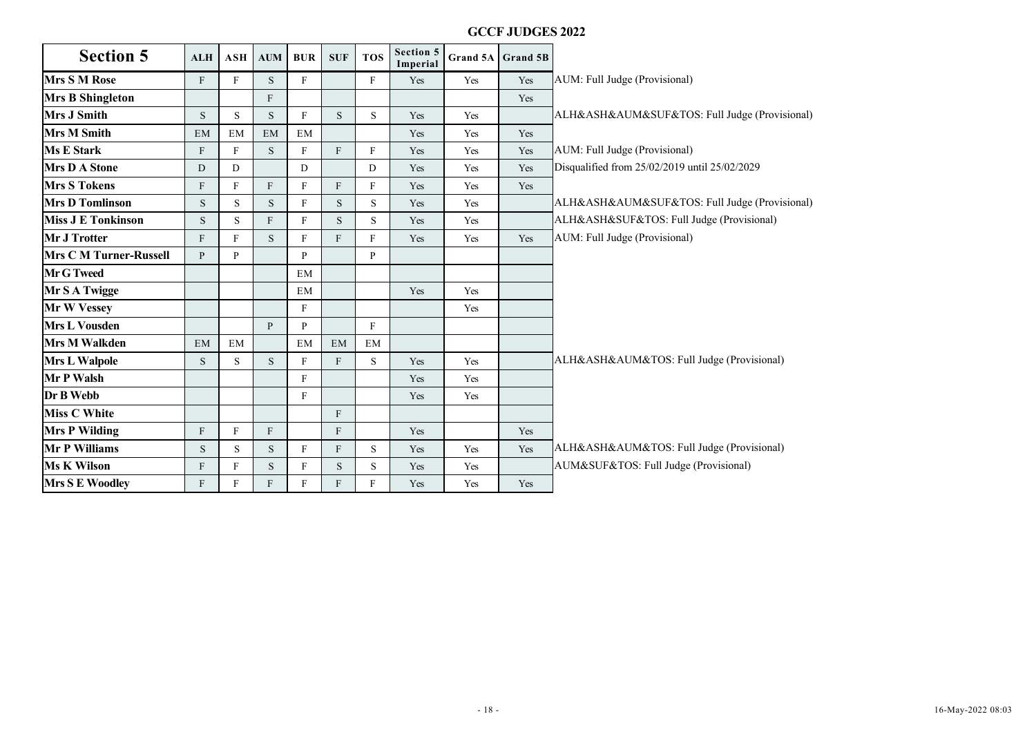# GCCF JUDGES 2022

| Section 5 | ALH | ASH | AUM | BUR | SUF | TOS | Section 5 Imperial | Grand 5A | Grand 5B | |
|---|---|---|---|---|---|---|---|---|---|---|
| **Mrs S M Rose** | F | F | S | F | | F | Yes | Yes | Yes | AUM: Full Judge (Provisional) |
| **Mrs B Shingleton** | | | F | | | | | | Yes | |
| **Mrs J Smith** | S | S | S | F | S | S | Yes | Yes | | ALH&ASH&AUM&SUF&TOS: Full Judge (Provisional) |
| **Mrs M Smith** | EM | EM | EM | EM | | | Yes | Yes | Yes | |
| **Ms E Stark** | F | F | S | F | F | F | Yes | Yes | Yes | AUM: Full Judge (Provisional) |
| **Mrs D A Stone** | D | D | | D | | D | Yes | Yes | Yes | Disqualified from 25/02/2019 until 25/02/2029 |
| **Mrs S Tokens** | F | F | F | F | F | F | Yes | Yes | Yes | |
| **Mrs D Tomlinson** | S | S | S | F | S | S | Yes | Yes | | ALH&ASH&AUM&SUF&TOS: Full Judge (Provisional) |
| **Miss J E Tonkinson** | S | S | F | F | S | S | Yes | Yes | | ALH&ASH&SUF&TOS: Full Judge (Provisional) |
| **Mr J Trotter** | F | F | S | F | F | F | Yes | Yes | Yes | AUM: Full Judge (Provisional) |
| **Mrs C M Turner-Russell** | P | P | | P | | P | | | | |
| **Mr G Tweed** | | | | EM | | | | | | |
| **Mr S A Twigge** | | | | EM | | | Yes | Yes | | |
| **Mr W Vessey** | | | | F | | | | Yes | | |
| **Mrs L Vousden** | | | P | P | | F | | | | |
| **Mrs M Walkden** | EM | EM | | EM | EM | EM | | | | |
| **Mrs L Walpole** | S | S | S | F | F | S | Yes | Yes | | ALH&ASH&AUM&TOS: Full Judge (Provisional) |
| **Mr P Walsh** | | | | F | | | Yes | Yes | | |
| **Dr B Webb** | | | | F | | | Yes | Yes | | |
| **Miss C White** | | | | | F | | | | | |
| **Mrs P Wilding** | F | F | F | | F | | Yes | | Yes | |
| **Mr P Williams** | S | S | S | F | F | S | Yes | Yes | Yes | ALH&ASH&AUM&TOS: Full Judge (Provisional) |
| **Ms K Wilson** | F | F | S | F | S | S | Yes | Yes | | AUM&SUF&TOS: Full Judge (Provisional) |
| **Mrs S E Woodley** | F | F | F | F | F | F | Yes | Yes | Yes | |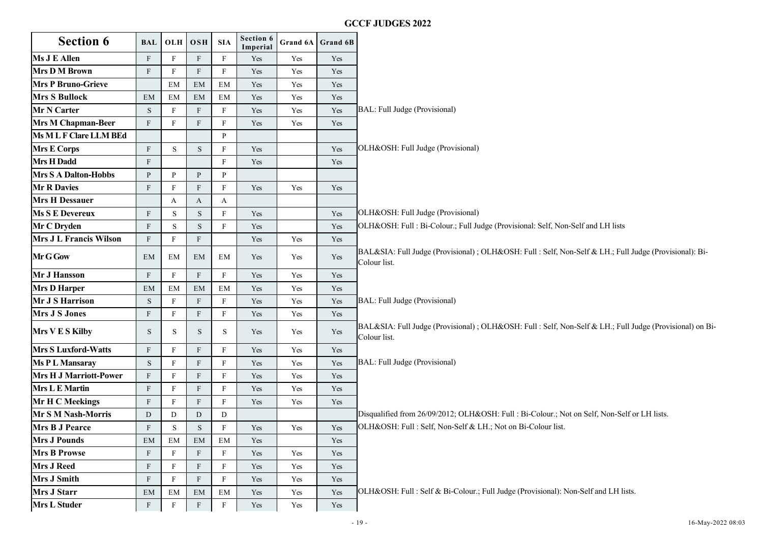# GCCF JUDGES 2022

| Section 6 | BAL | OLH | OSH | SIA | Section 6 Imperial | Grand 6A | Grand 6B | |
|---|---|---|---|---|---|---|---|---|
| Ms J E Allen | F | F | F | F | Yes | Yes | Yes | |
| Mrs D M Brown | F | F | F | F | Yes | Yes | Yes | |
| Mrs P Bruno-Grieve | | EM | EM | EM | Yes | Yes | Yes | |
| Mrs S Bullock | EM | EM | EM | EM | Yes | Yes | Yes | |
| Mr N Carter | S | F | F | F | Yes | Yes | Yes | BAL: Full Judge (Provisional) |
| Mrs M Chapman-Beer | F | F | F | F | Yes | Yes | Yes | |
| Ms M L F Clare LLM BEd | | | | P | | | | |
| Mrs E Corps | F | S | S | F | Yes | | Yes | OLH&OSH: Full Judge (Provisional) |
| Mrs H Dadd | F | | | F | Yes | | Yes | |
| Mrs S A Dalton-Hobbs | P | P | P | P | | | | |
| Mr R Davies | F | F | F | F | Yes | Yes | Yes | |
| Mrs H Dessauer | | A | A | A | | | | |
| Ms S E Devereux | F | S | S | F | Yes | | Yes | OLH&OSH: Full Judge (Provisional) |
| Mr C Dryden | F | S | S | F | Yes | | Yes | OLH&OSH: Full : Bi-Colour.; Full Judge (Provisional: Self, Non-Self and LH lists |
| Mrs J L Francis Wilson | F | F | F | | Yes | Yes | Yes | |
| Mr G Gow | EM | EM | EM | EM | Yes | Yes | Yes | BAL&SIA: Full Judge (Provisional) ; OLH&OSH: Full : Self, Non-Self & LH.; Full Judge (Provisional): Bi-Colour list. |
| Mr J Hansson | F | F | F | F | Yes | Yes | Yes | |
| Mrs D Harper | EM | EM | EM | EM | Yes | Yes | Yes | |
| Mr J S Harrison | S | F | F | F | Yes | Yes | Yes | BAL: Full Judge (Provisional) |
| Mrs J S Jones | F | F | F | F | Yes | Yes | Yes | |
| Mrs V E S Kilby | S | S | S | S | Yes | Yes | Yes | BAL&SIA: Full Judge (Provisional) ; OLH&OSH: Full : Self, Non-Self & LH.; Full Judge (Provisional) on Bi-Colour list. |
| Mrs S Luxford-Watts | F | F | F | F | Yes | Yes | Yes | |
| Ms P L Mansaray | S | F | F | F | Yes | Yes | Yes | BAL: Full Judge (Provisional) |
| Mrs H J Marriott-Power | F | F | F | F | Yes | Yes | Yes | |
| Mrs L E Martin | F | F | F | F | Yes | Yes | Yes | |
| Mr H C Meekings | F | F | F | F | Yes | Yes | Yes | |
| Mr S M Nash-Morris | D | D | D | D | | | | Disqualified from 26/09/2012; OLH&OSH: Full : Bi-Colour.; Not on Self, Non-Self or LH lists. |
| Mrs B J Pearce | F | S | S | F | Yes | Yes | Yes | OLH&OSH: Full : Self, Non-Self & LH.; Not on Bi-Colour list. |
| Mrs J Pounds | EM | EM | EM | EM | Yes | | Yes | |
| Mrs B Prowse | F | F | F | F | Yes | Yes | Yes | |
| Mrs J Reed | F | F | F | F | Yes | Yes | Yes | |
| Mrs J Smith | F | F | F | F | Yes | Yes | Yes | |
| Mrs J Starr | EM | EM | EM | EM | Yes | Yes | Yes | OLH&OSH: Full : Self & Bi-Colour.; Full Judge (Provisional): Non-Self and LH lists. |
| Mrs L Studer | F | F | F | F | Yes | Yes | Yes | |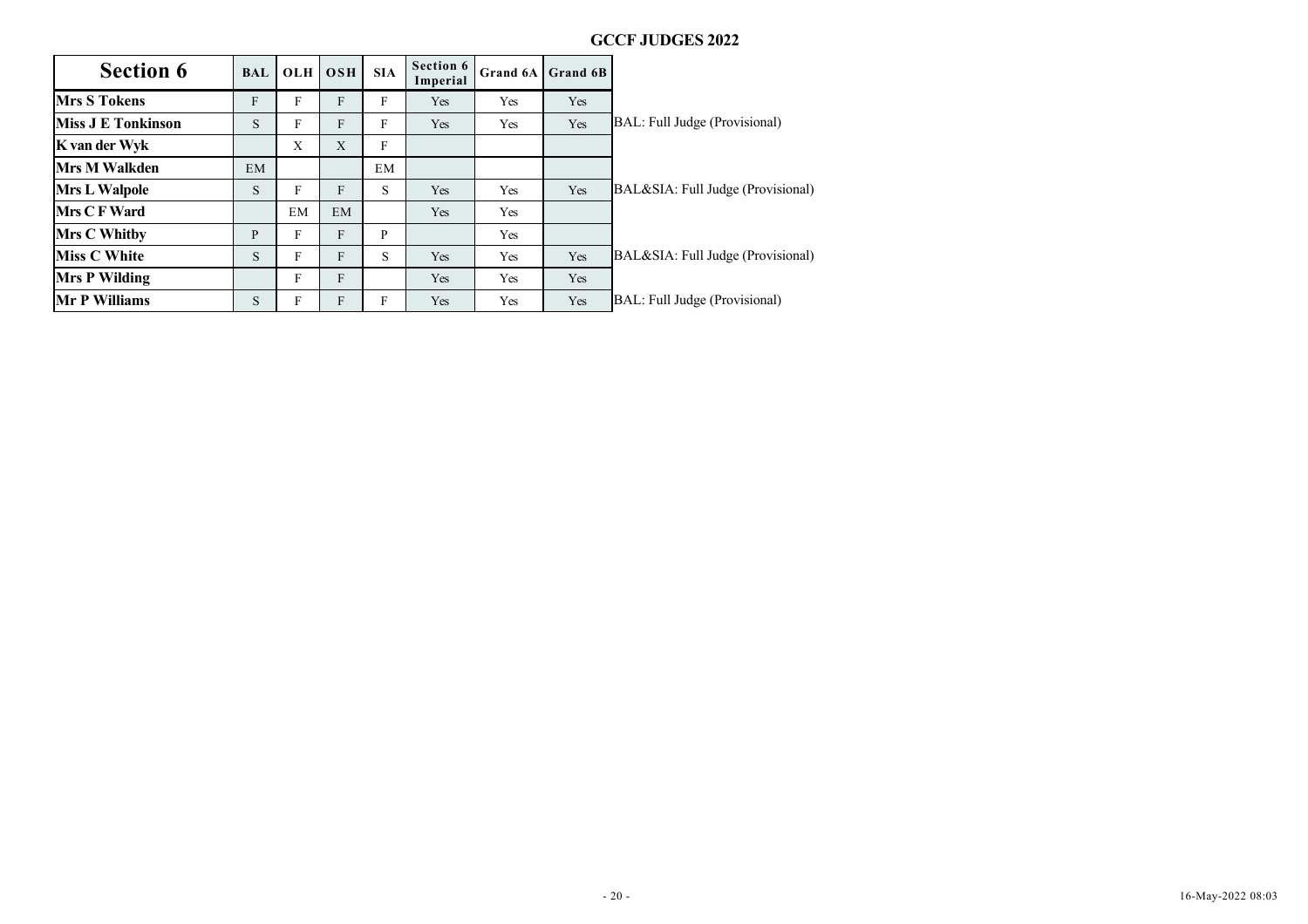# GCCF JUDGES 2022

| Section 6 | BAL | OLH | OSH | SIA | Section 6 Imperial | Grand 6A | Grand 6B | |
|---|---|---|---|---|---|---|---|---|
| **Mrs S Tokens** | F | F | F | F | Yes | Yes | Yes | |
| **Miss J E Tonkinson** | S | F | F | F | Yes | Yes | Yes | BAL: Full Judge (Provisional) |
| **K van der Wyk** | | X | X | F | | | | |
| **Mrs M Walkden** | EM | | | EM | | | | |
| **Mrs L Walpole** | S | F | F | S | Yes | Yes | Yes | BAL&SIA: Full Judge (Provisional) |
| **Mrs C F Ward** | | EM | EM | | Yes | Yes | | |
| **Mrs C Whitby** | P | F | F | P | | Yes | | |
| **Miss C White** | S | F | F | S | Yes | Yes | Yes | BAL&SIA: Full Judge (Provisional) |
| **Mrs P Wilding** | | F | F | | Yes | Yes | Yes | |
| **Mr P Williams** | S | F | F | F | Yes | Yes | Yes | BAL: Full Judge (Provisional) |

16-May-2022 08:03